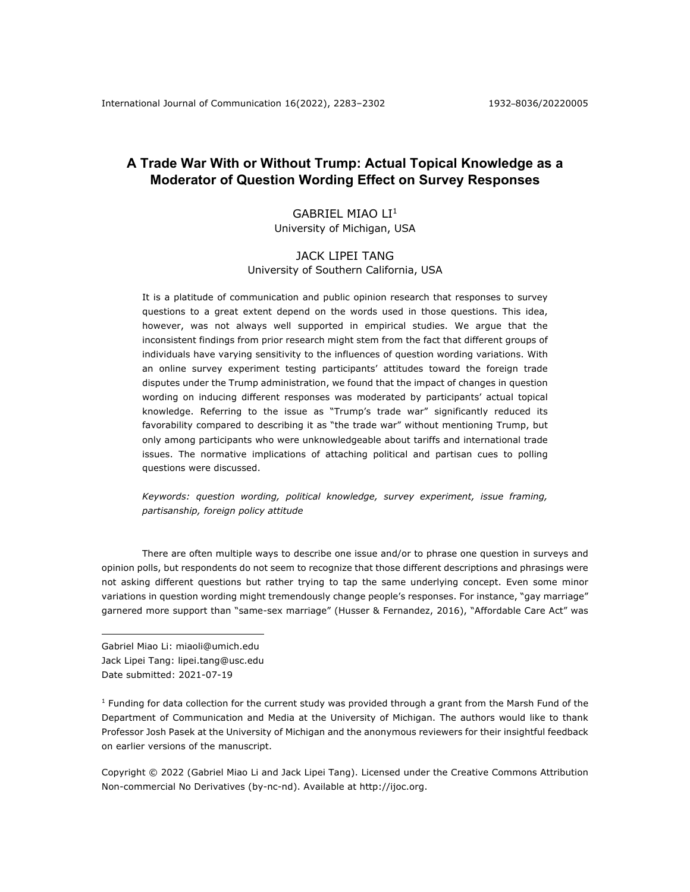# A Trade War With or Without Trump: Actual Topical Knowledge as a Moderator of Question Wording Effect on Survey Responses

GABRIEL MIAO LI[1]
University of Michigan, USA

JACK LIPEI TANG
University of Southern California, USA

It is a platitude of communication and public opinion research that responses to survey questions to a great extent depend on the words used in those questions. This idea, however, was not always well supported in empirical studies. We argue that the inconsistent findings from prior research might stem from the fact that different groups of individuals have varying sensitivity to the influences of question wording variations. With an online survey experiment testing participants' attitudes toward the foreign trade disputes under the Trump administration, we found that the impact of changes in question wording on inducing different responses was moderated by participants' actual topical knowledge. Referring to the issue as "Trump's trade war" significantly reduced its favorability compared to describing it as "the trade war" without mentioning Trump, but only among participants who were unknowledgeable about tariffs and international trade issues. The normative implications of attaching political and partisan cues to polling questions were discussed.

*Keywords: question wording, political knowledge, survey experiment, issue framing, partisanship, foreign policy attitude*

There are often multiple ways to describe one issue and/or to phrase one question in surveys and opinion polls, but respondents do not seem to recognize that those different descriptions and phrasings were not asking different questions but rather trying to tap the same underlying concept. Even some minor variations in question wording might tremendously change people's responses. For instance, "gay marriage" garnered more support than "same-sex marriage" (Husser & Fernandez, 2016), "Affordable Care Act" was

Gabriel Miao Li: miaoli@umich.edu
Jack Lipei Tang: lipei.tang@usc.edu
Date submitted: 2021-07-19

[1] Funding for data collection for the current study was provided through a grant from the Marsh Fund of the Department of Communication and Media at the University of Michigan. The authors would like to thank Professor Josh Pasek at the University of Michigan and the anonymous reviewers for their insightful feedback on earlier versions of the manuscript.

Copyright © 2022 (Gabriel Miao Li and Jack Lipei Tang). Licensed under the Creative Commons Attribution Non-commercial No Derivatives (by-nc-nd). Available at http://ijoc.org.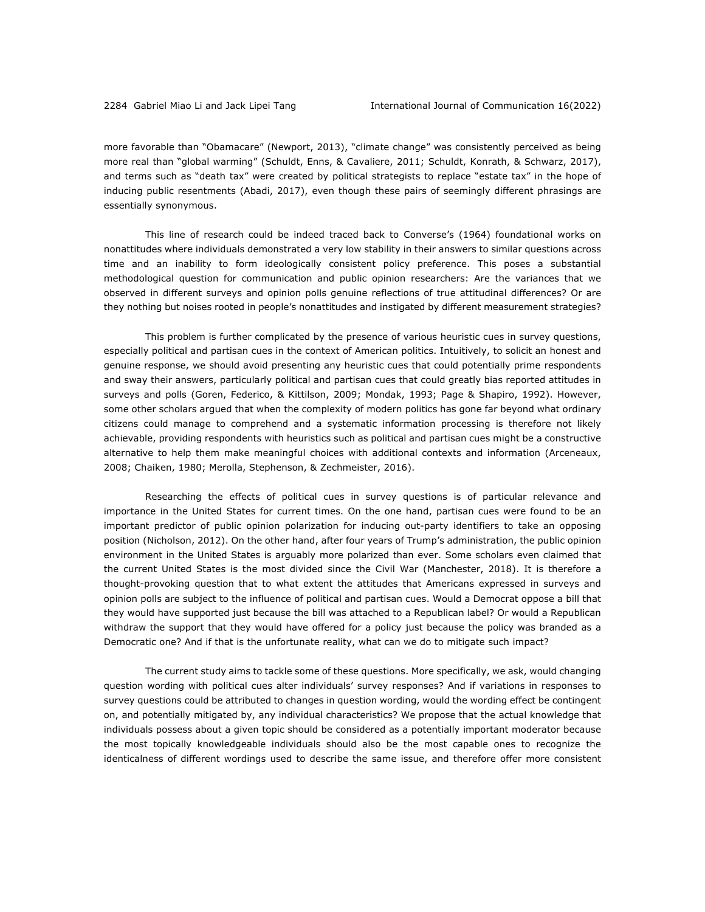more favorable than "Obamacare" (Newport, 2013), "climate change" was consistently perceived as being more real than "global warming" (Schuldt, Enns, & Cavaliere, 2011; Schuldt, Konrath, & Schwarz, 2017), and terms such as "death tax" were created by political strategists to replace "estate tax" in the hope of inducing public resentments (Abadi, 2017), even though these pairs of seemingly different phrasings are essentially synonymous.

This line of research could be indeed traced back to Converse's (1964) foundational works on nonattitudes where individuals demonstrated a very low stability in their answers to similar questions across time and an inability to form ideologically consistent policy preference. This poses a substantial methodological question for communication and public opinion researchers: Are the variances that we observed in different surveys and opinion polls genuine reflections of true attitudinal differences? Or are they nothing but noises rooted in people's nonattitudes and instigated by different measurement strategies?

This problem is further complicated by the presence of various heuristic cues in survey questions, especially political and partisan cues in the context of American politics. Intuitively, to solicit an honest and genuine response, we should avoid presenting any heuristic cues that could potentially prime respondents and sway their answers, particularly political and partisan cues that could greatly bias reported attitudes in surveys and polls (Goren, Federico, & Kittilson, 2009; Mondak, 1993; Page & Shapiro, 1992). However, some other scholars argued that when the complexity of modern politics has gone far beyond what ordinary citizens could manage to comprehend and a systematic information processing is therefore not likely achievable, providing respondents with heuristics such as political and partisan cues might be a constructive alternative to help them make meaningful choices with additional contexts and information (Arceneaux, 2008; Chaiken, 1980; Merolla, Stephenson, & Zechmeister, 2016).

Researching the effects of political cues in survey questions is of particular relevance and importance in the United States for current times. On the one hand, partisan cues were found to be an important predictor of public opinion polarization for inducing out-party identifiers to take an opposing position (Nicholson, 2012). On the other hand, after four years of Trump's administration, the public opinion environment in the United States is arguably more polarized than ever. Some scholars even claimed that the current United States is the most divided since the Civil War (Manchester, 2018). It is therefore a thought-provoking question that to what extent the attitudes that Americans expressed in surveys and opinion polls are subject to the influence of political and partisan cues. Would a Democrat oppose a bill that they would have supported just because the bill was attached to a Republican label? Or would a Republican withdraw the support that they would have offered for a policy just because the policy was branded as a Democratic one? And if that is the unfortunate reality, what can we do to mitigate such impact?

The current study aims to tackle some of these questions. More specifically, we ask, would changing question wording with political cues alter individuals' survey responses? And if variations in responses to survey questions could be attributed to changes in question wording, would the wording effect be contingent on, and potentially mitigated by, any individual characteristics? We propose that the actual knowledge that individuals possess about a given topic should be considered as a potentially important moderator because the most topically knowledgeable individuals should also be the most capable ones to recognize the identicalness of different wordings used to describe the same issue, and therefore offer more consistent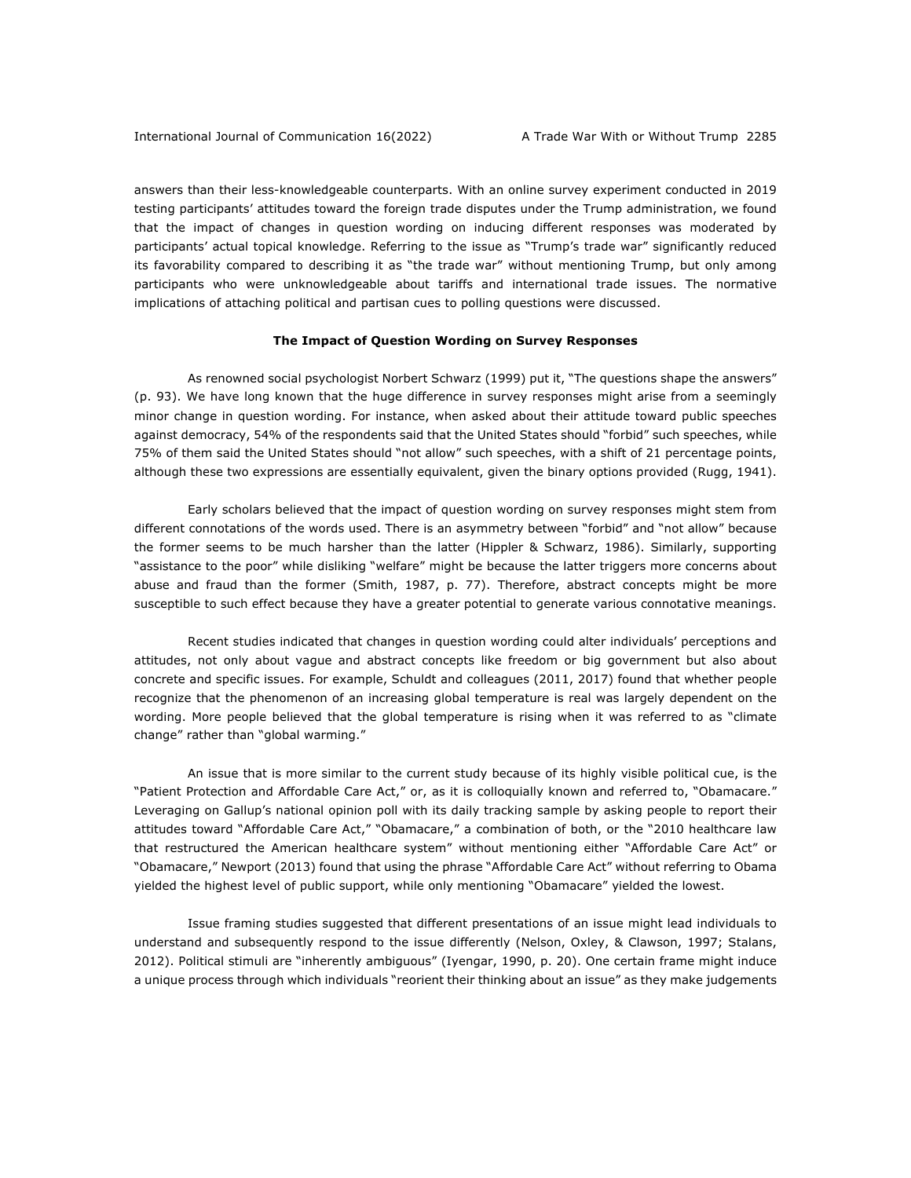answers than their less-knowledgeable counterparts. With an online survey experiment conducted in 2019 testing participants' attitudes toward the foreign trade disputes under the Trump administration, we found that the impact of changes in question wording on inducing different responses was moderated by participants' actual topical knowledge. Referring to the issue as "Trump's trade war" significantly reduced its favorability compared to describing it as "the trade war" without mentioning Trump, but only among participants who were unknowledgeable about tariffs and international trade issues. The normative implications of attaching political and partisan cues to polling questions were discussed.

## The Impact of Question Wording on Survey Responses

As renowned social psychologist Norbert Schwarz (1999) put it, "The questions shape the answers" (p. 93). We have long known that the huge difference in survey responses might arise from a seemingly minor change in question wording. For instance, when asked about their attitude toward public speeches against democracy, 54% of the respondents said that the United States should "forbid" such speeches, while 75% of them said the United States should "not allow" such speeches, with a shift of 21 percentage points, although these two expressions are essentially equivalent, given the binary options provided (Rugg, 1941).

Early scholars believed that the impact of question wording on survey responses might stem from different connotations of the words used. There is an asymmetry between "forbid" and "not allow" because the former seems to be much harsher than the latter (Hippler & Schwarz, 1986). Similarly, supporting "assistance to the poor" while disliking "welfare" might be because the latter triggers more concerns about abuse and fraud than the former (Smith, 1987, p. 77). Therefore, abstract concepts might be more susceptible to such effect because they have a greater potential to generate various connotative meanings.

Recent studies indicated that changes in question wording could alter individuals' perceptions and attitudes, not only about vague and abstract concepts like freedom or big government but also about concrete and specific issues. For example, Schuldt and colleagues (2011, 2017) found that whether people recognize that the phenomenon of an increasing global temperature is real was largely dependent on the wording. More people believed that the global temperature is rising when it was referred to as "climate change" rather than "global warming."

An issue that is more similar to the current study because of its highly visible political cue, is the "Patient Protection and Affordable Care Act," or, as it is colloquially known and referred to, "Obamacare." Leveraging on Gallup's national opinion poll with its daily tracking sample by asking people to report their attitudes toward "Affordable Care Act," "Obamacare," a combination of both, or the "2010 healthcare law that restructured the American healthcare system" without mentioning either "Affordable Care Act" or "Obamacare," Newport (2013) found that using the phrase "Affordable Care Act" without referring to Obama yielded the highest level of public support, while only mentioning "Obamacare" yielded the lowest.

Issue framing studies suggested that different presentations of an issue might lead individuals to understand and subsequently respond to the issue differently (Nelson, Oxley, & Clawson, 1997; Stalans, 2012). Political stimuli are "inherently ambiguous" (Iyengar, 1990, p. 20). One certain frame might induce a unique process through which individuals "reorient their thinking about an issue" as they make judgements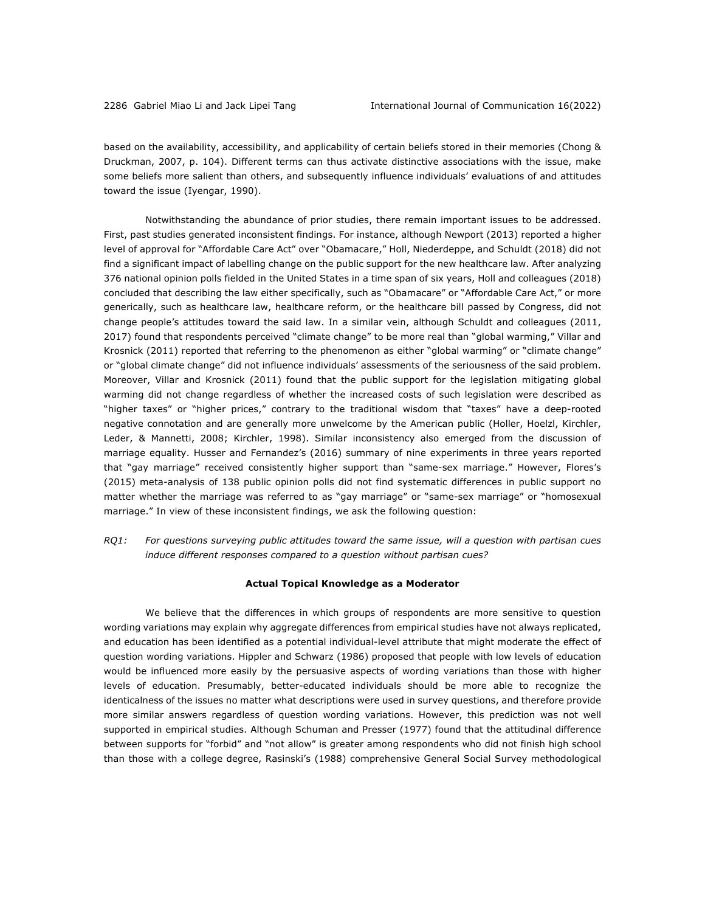based on the availability, accessibility, and applicability of certain beliefs stored in their memories (Chong & Druckman, 2007, p. 104). Different terms can thus activate distinctive associations with the issue, make some beliefs more salient than others, and subsequently influence individuals' evaluations of and attitudes toward the issue (Iyengar, 1990).

Notwithstanding the abundance of prior studies, there remain important issues to be addressed. First, past studies generated inconsistent findings. For instance, although Newport (2013) reported a higher level of approval for "Affordable Care Act" over "Obamacare," Holl, Niederdeppe, and Schuldt (2018) did not find a significant impact of labelling change on the public support for the new healthcare law. After analyzing 376 national opinion polls fielded in the United States in a time span of six years, Holl and colleagues (2018) concluded that describing the law either specifically, such as "Obamacare" or "Affordable Care Act," or more generically, such as healthcare law, healthcare reform, or the healthcare bill passed by Congress, did not change people's attitudes toward the said law. In a similar vein, although Schuldt and colleagues (2011, 2017) found that respondents perceived "climate change" to be more real than "global warming," Villar and Krosnick (2011) reported that referring to the phenomenon as either "global warming" or "climate change" or "global climate change" did not influence individuals' assessments of the seriousness of the said problem. Moreover, Villar and Krosnick (2011) found that the public support for the legislation mitigating global warming did not change regardless of whether the increased costs of such legislation were described as "higher taxes" or "higher prices," contrary to the traditional wisdom that "taxes" have a deep-rooted negative connotation and are generally more unwelcome by the American public (Holler, Hoelzl, Kirchler, Leder, & Mannetti, 2008; Kirchler, 1998). Similar inconsistency also emerged from the discussion of marriage equality. Husser and Fernandez's (2016) summary of nine experiments in three years reported that "gay marriage" received consistently higher support than "same-sex marriage." However, Flores's (2015) meta-analysis of 138 public opinion polls did not find systematic differences in public support no matter whether the marriage was referred to as "gay marriage" or "same-sex marriage" or "homosexual marriage." In view of these inconsistent findings, we ask the following question:

*RQ1: For questions surveying public attitudes toward the same issue, will a question with partisan cues induce different responses compared to a question without partisan cues?*

### Actual Topical Knowledge as a Moderator

We believe that the differences in which groups of respondents are more sensitive to question wording variations may explain why aggregate differences from empirical studies have not always replicated, and education has been identified as a potential individual-level attribute that might moderate the effect of question wording variations. Hippler and Schwarz (1986) proposed that people with low levels of education would be influenced more easily by the persuasive aspects of wording variations than those with higher levels of education. Presumably, better-educated individuals should be more able to recognize the identicalness of the issues no matter what descriptions were used in survey questions, and therefore provide more similar answers regardless of question wording variations. However, this prediction was not well supported in empirical studies. Although Schuman and Presser (1977) found that the attitudinal difference between supports for "forbid" and "not allow" is greater among respondents who did not finish high school than those with a college degree, Rasinski's (1988) comprehensive General Social Survey methodological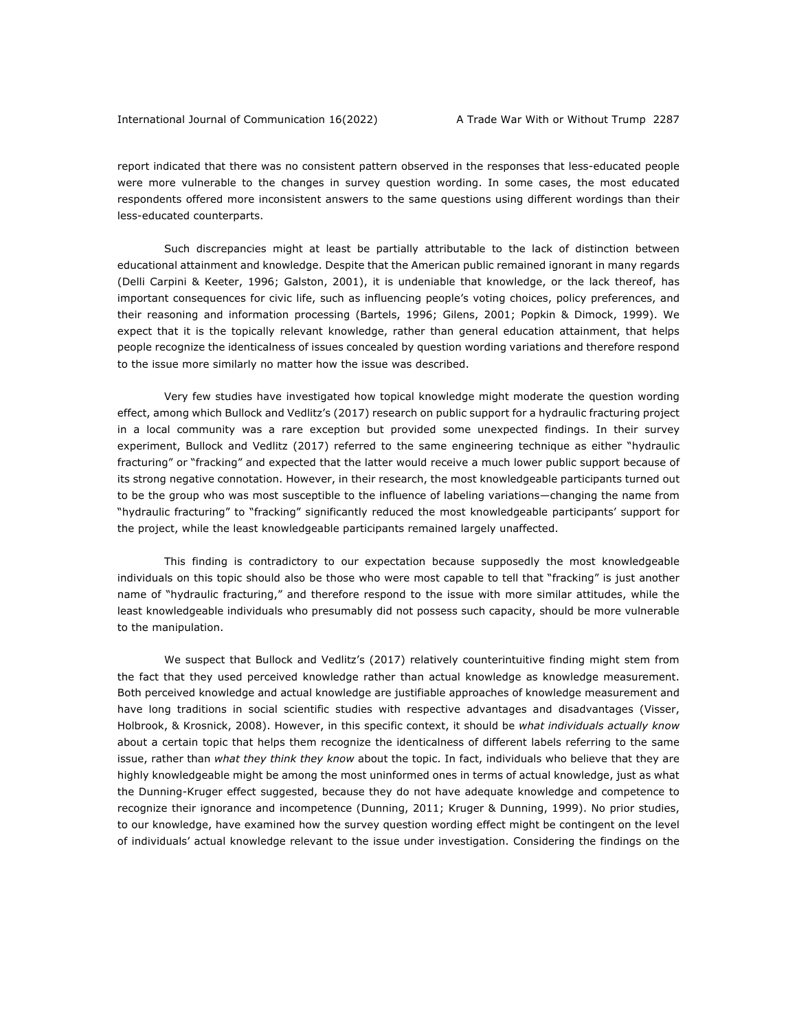report indicated that there was no consistent pattern observed in the responses that less-educated people were more vulnerable to the changes in survey question wording. In some cases, the most educated respondents offered more inconsistent answers to the same questions using different wordings than their less-educated counterparts.

Such discrepancies might at least be partially attributable to the lack of distinction between educational attainment and knowledge. Despite that the American public remained ignorant in many regards (Delli Carpini & Keeter, 1996; Galston, 2001), it is undeniable that knowledge, or the lack thereof, has important consequences for civic life, such as influencing people's voting choices, policy preferences, and their reasoning and information processing (Bartels, 1996; Gilens, 2001; Popkin & Dimock, 1999). We expect that it is the topically relevant knowledge, rather than general education attainment, that helps people recognize the identicalness of issues concealed by question wording variations and therefore respond to the issue more similarly no matter how the issue was described.

Very few studies have investigated how topical knowledge might moderate the question wording effect, among which Bullock and Vedlitz's (2017) research on public support for a hydraulic fracturing project in a local community was a rare exception but provided some unexpected findings. In their survey experiment, Bullock and Vedlitz (2017) referred to the same engineering technique as either "hydraulic fracturing" or "fracking" and expected that the latter would receive a much lower public support because of its strong negative connotation. However, in their research, the most knowledgeable participants turned out to be the group who was most susceptible to the influence of labeling variations—changing the name from "hydraulic fracturing" to "fracking" significantly reduced the most knowledgeable participants' support for the project, while the least knowledgeable participants remained largely unaffected.

This finding is contradictory to our expectation because supposedly the most knowledgeable individuals on this topic should also be those who were most capable to tell that "fracking" is just another name of "hydraulic fracturing," and therefore respond to the issue with more similar attitudes, while the least knowledgeable individuals who presumably did not possess such capacity, should be more vulnerable to the manipulation.

We suspect that Bullock and Vedlitz's (2017) relatively counterintuitive finding might stem from the fact that they used perceived knowledge rather than actual knowledge as knowledge measurement. Both perceived knowledge and actual knowledge are justifiable approaches of knowledge measurement and have long traditions in social scientific studies with respective advantages and disadvantages (Visser, Holbrook, & Krosnick, 2008). However, in this specific context, it should be *what individuals actually know* about a certain topic that helps them recognize the identicalness of different labels referring to the same issue, rather than *what they think they know* about the topic. In fact, individuals who believe that they are highly knowledgeable might be among the most uninformed ones in terms of actual knowledge, just as what the Dunning-Kruger effect suggested, because they do not have adequate knowledge and competence to recognize their ignorance and incompetence (Dunning, 2011; Kruger & Dunning, 1999). No prior studies, to our knowledge, have examined how the survey question wording effect might be contingent on the level of individuals' actual knowledge relevant to the issue under investigation. Considering the findings on the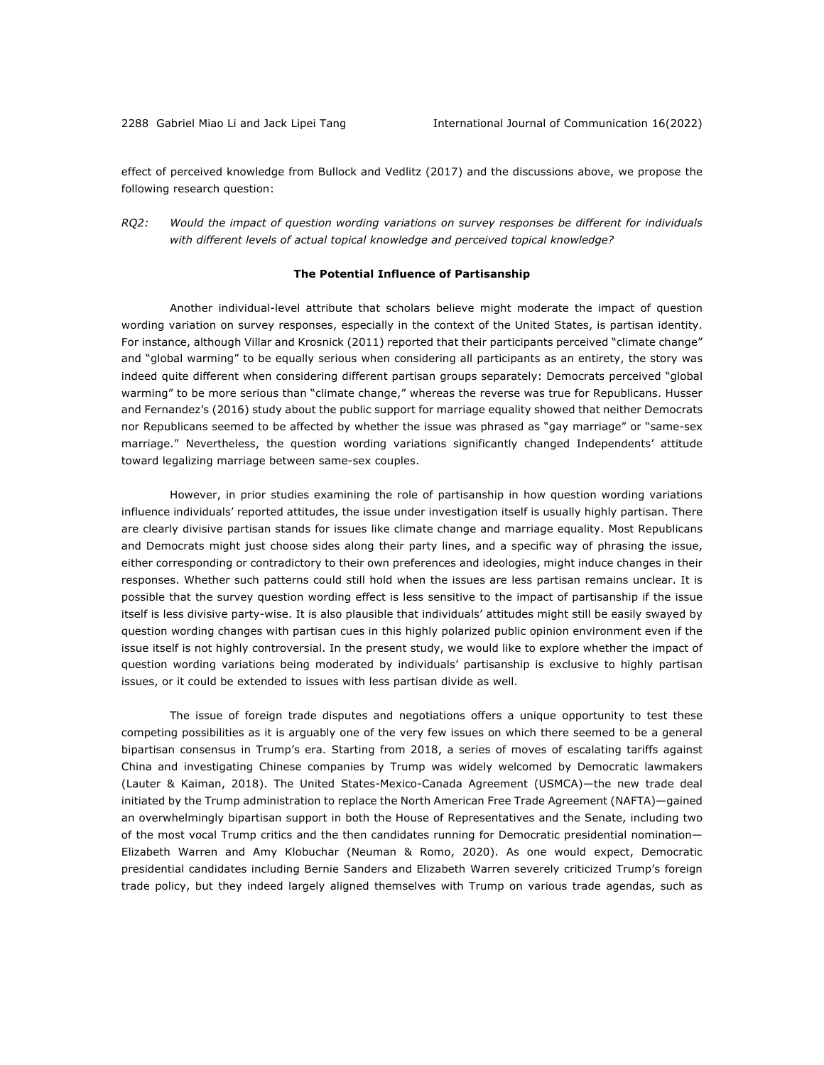effect of perceived knowledge from Bullock and Vedlitz (2017) and the discussions above, we propose the following research question:

*RQ2: Would the impact of question wording variations on survey responses be different for individuals with different levels of actual topical knowledge and perceived topical knowledge?*

### The Potential Influence of Partisanship

Another individual-level attribute that scholars believe might moderate the impact of question wording variation on survey responses, especially in the context of the United States, is partisan identity. For instance, although Villar and Krosnick (2011) reported that their participants perceived "climate change" and "global warming" to be equally serious when considering all participants as an entirety, the story was indeed quite different when considering different partisan groups separately: Democrats perceived "global warming" to be more serious than "climate change," whereas the reverse was true for Republicans. Husser and Fernandez's (2016) study about the public support for marriage equality showed that neither Democrats nor Republicans seemed to be affected by whether the issue was phrased as "gay marriage" or "same-sex marriage." Nevertheless, the question wording variations significantly changed Independents' attitude toward legalizing marriage between same-sex couples.

However, in prior studies examining the role of partisanship in how question wording variations influence individuals' reported attitudes, the issue under investigation itself is usually highly partisan. There are clearly divisive partisan stands for issues like climate change and marriage equality. Most Republicans and Democrats might just choose sides along their party lines, and a specific way of phrasing the issue, either corresponding or contradictory to their own preferences and ideologies, might induce changes in their responses. Whether such patterns could still hold when the issues are less partisan remains unclear. It is possible that the survey question wording effect is less sensitive to the impact of partisanship if the issue itself is less divisive party-wise. It is also plausible that individuals' attitudes might still be easily swayed by question wording changes with partisan cues in this highly polarized public opinion environment even if the issue itself is not highly controversial. In the present study, we would like to explore whether the impact of question wording variations being moderated by individuals' partisanship is exclusive to highly partisan issues, or it could be extended to issues with less partisan divide as well.

The issue of foreign trade disputes and negotiations offers a unique opportunity to test these competing possibilities as it is arguably one of the very few issues on which there seemed to be a general bipartisan consensus in Trump's era. Starting from 2018, a series of moves of escalating tariffs against China and investigating Chinese companies by Trump was widely welcomed by Democratic lawmakers (Lauter & Kaiman, 2018). The United States-Mexico-Canada Agreement (USMCA)—the new trade deal initiated by the Trump administration to replace the North American Free Trade Agreement (NAFTA)—gained an overwhelmingly bipartisan support in both the House of Representatives and the Senate, including two of the most vocal Trump critics and the then candidates running for Democratic presidential nomination—Elizabeth Warren and Amy Klobuchar (Neuman & Romo, 2020). As one would expect, Democratic presidential candidates including Bernie Sanders and Elizabeth Warren severely criticized Trump's foreign trade policy, but they indeed largely aligned themselves with Trump on various trade agendas, such as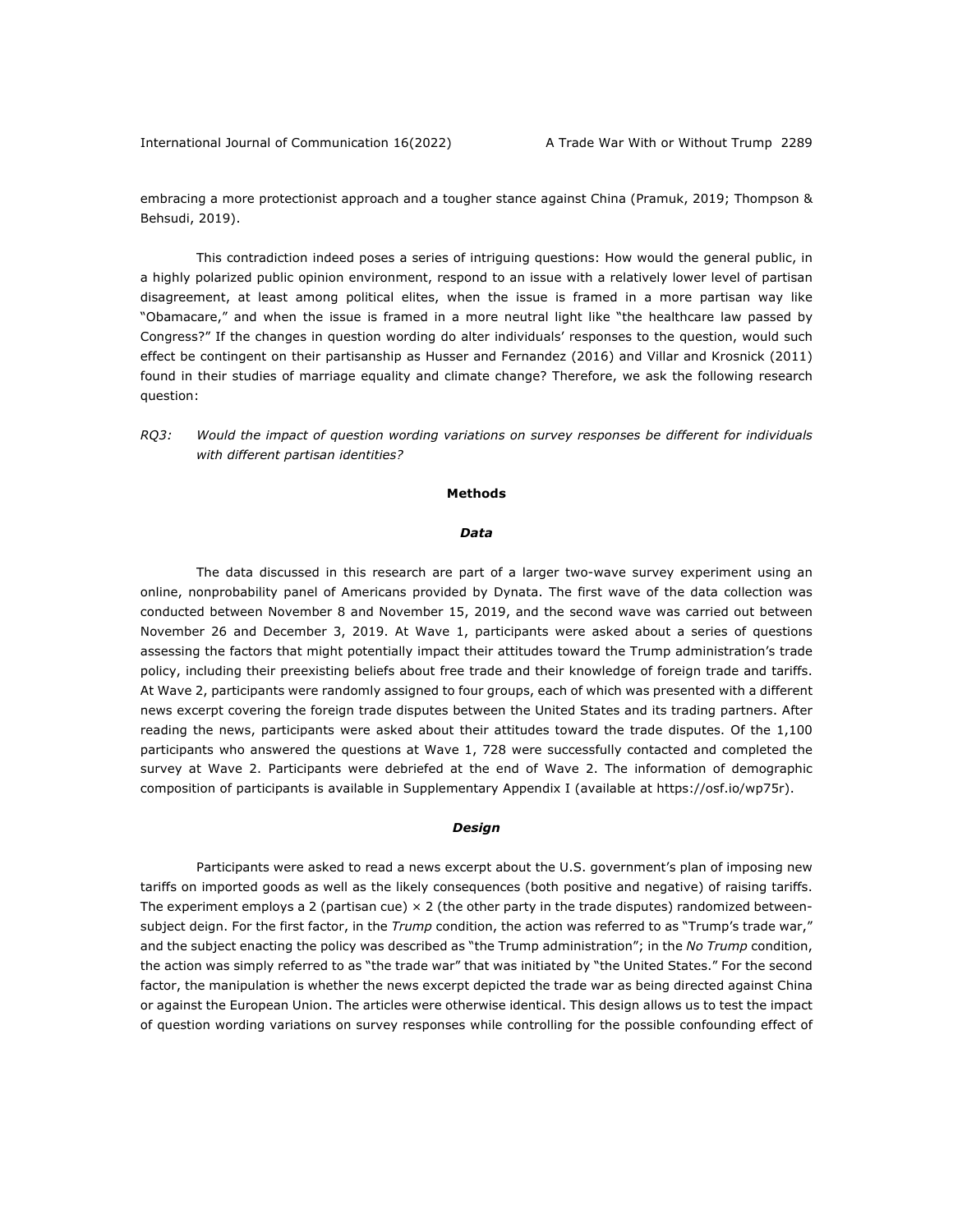embracing a more protectionist approach and a tougher stance against China (Pramuk, 2019; Thompson & Behsudi, 2019).

This contradiction indeed poses a series of intriguing questions: How would the general public, in a highly polarized public opinion environment, respond to an issue with a relatively lower level of partisan disagreement, at least among political elites, when the issue is framed in a more partisan way like "Obamacare," and when the issue is framed in a more neutral light like "the healthcare law passed by Congress?" If the changes in question wording do alter individuals' responses to the question, would such effect be contingent on their partisanship as Husser and Fernandez (2016) and Villar and Krosnick (2011) found in their studies of marriage equality and climate change? Therefore, we ask the following research question:

*RQ3: Would the impact of question wording variations on survey responses be different for individuals with different partisan identities?*

## Methods

### *Data*

The data discussed in this research are part of a larger two-wave survey experiment using an online, nonprobability panel of Americans provided by Dynata. The first wave of the data collection was conducted between November 8 and November 15, 2019, and the second wave was carried out between November 26 and December 3, 2019. At Wave 1, participants were asked about a series of questions assessing the factors that might potentially impact their attitudes toward the Trump administration's trade policy, including their preexisting beliefs about free trade and their knowledge of foreign trade and tariffs. At Wave 2, participants were randomly assigned to four groups, each of which was presented with a different news excerpt covering the foreign trade disputes between the United States and its trading partners. After reading the news, participants were asked about their attitudes toward the trade disputes. Of the 1,100 participants who answered the questions at Wave 1, 728 were successfully contacted and completed the survey at Wave 2. Participants were debriefed at the end of Wave 2. The information of demographic composition of participants is available in Supplementary Appendix I (available at https://osf.io/wp75r).

### *Design*

Participants were asked to read a news excerpt about the U.S. government's plan of imposing new tariffs on imported goods as well as the likely consequences (both positive and negative) of raising tariffs. The experiment employs a 2 (partisan cue) × 2 (the other party in the trade disputes) randomized between-subject deign. For the first factor, in the *Trump* condition, the action was referred to as "Trump's trade war," and the subject enacting the policy was described as "the Trump administration"; in the *No Trump* condition, the action was simply referred to as "the trade war" that was initiated by "the United States." For the second factor, the manipulation is whether the news excerpt depicted the trade war as being directed against China or against the European Union. The articles were otherwise identical. This design allows us to test the impact of question wording variations on survey responses while controlling for the possible confounding effect of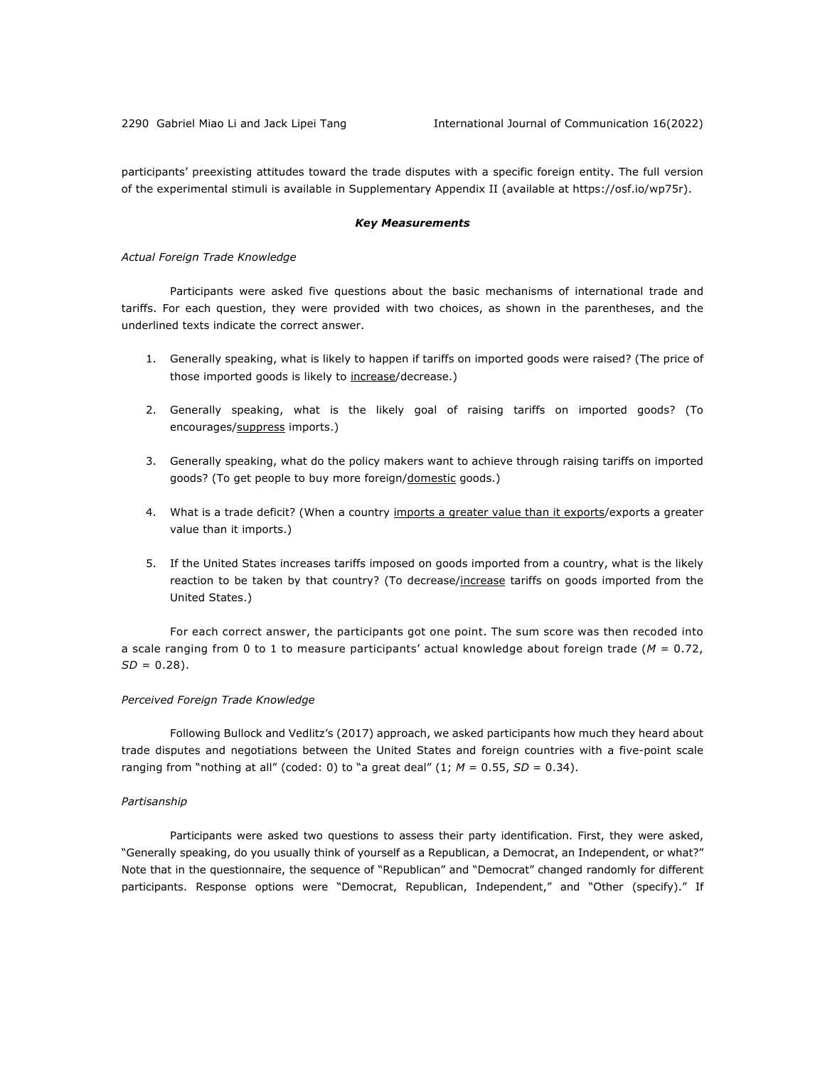participants' preexisting attitudes toward the trade disputes with a specific foreign entity. The full version of the experimental stimuli is available in Supplementary Appendix II (available at https://osf.io/wp75r).

### ***Key Measurements***

*Actual Foreign Trade Knowledge*

Participants were asked five questions about the basic mechanisms of international trade and tariffs. For each question, they were provided with two choices, as shown in the parentheses, and the underlined texts indicate the correct answer.

1. Generally speaking, what is likely to happen if tariffs on imported goods were raised? (The price of those imported goods is likely to <u>increase</u>/decrease.)

2. Generally speaking, what is the likely goal of raising tariffs on imported goods? (To encourages/<u>suppress</u> imports.)

3. Generally speaking, what do the policy makers want to achieve through raising tariffs on imported goods? (To get people to buy more foreign/<u>domestic</u> goods.)

4. What is a trade deficit? (When a country <u>imports a greater value than it exports</u>/exports a greater value than it imports.)

5. If the United States increases tariffs imposed on goods imported from a country, what is the likely reaction to be taken by that country? (To decrease/<u>increase</u> tariffs on goods imported from the United States.)

For each correct answer, the participants got one point. The sum score was then recoded into a scale ranging from 0 to 1 to measure participants' actual knowledge about foreign trade (*M* = 0.72, *SD* = 0.28).

*Perceived Foreign Trade Knowledge*

Following Bullock and Vedlitz's (2017) approach, we asked participants how much they heard about trade disputes and negotiations between the United States and foreign countries with a five-point scale ranging from "nothing at all" (coded: 0) to "a great deal" (1; *M* = 0.55, *SD* = 0.34).

*Partisanship*

Participants were asked two questions to assess their party identification. First, they were asked, "Generally speaking, do you usually think of yourself as a Republican, a Democrat, an Independent, or what?" Note that in the questionnaire, the sequence of "Republican" and "Democrat" changed randomly for different participants. Response options were "Democrat, Republican, Independent," and "Other (specify)." If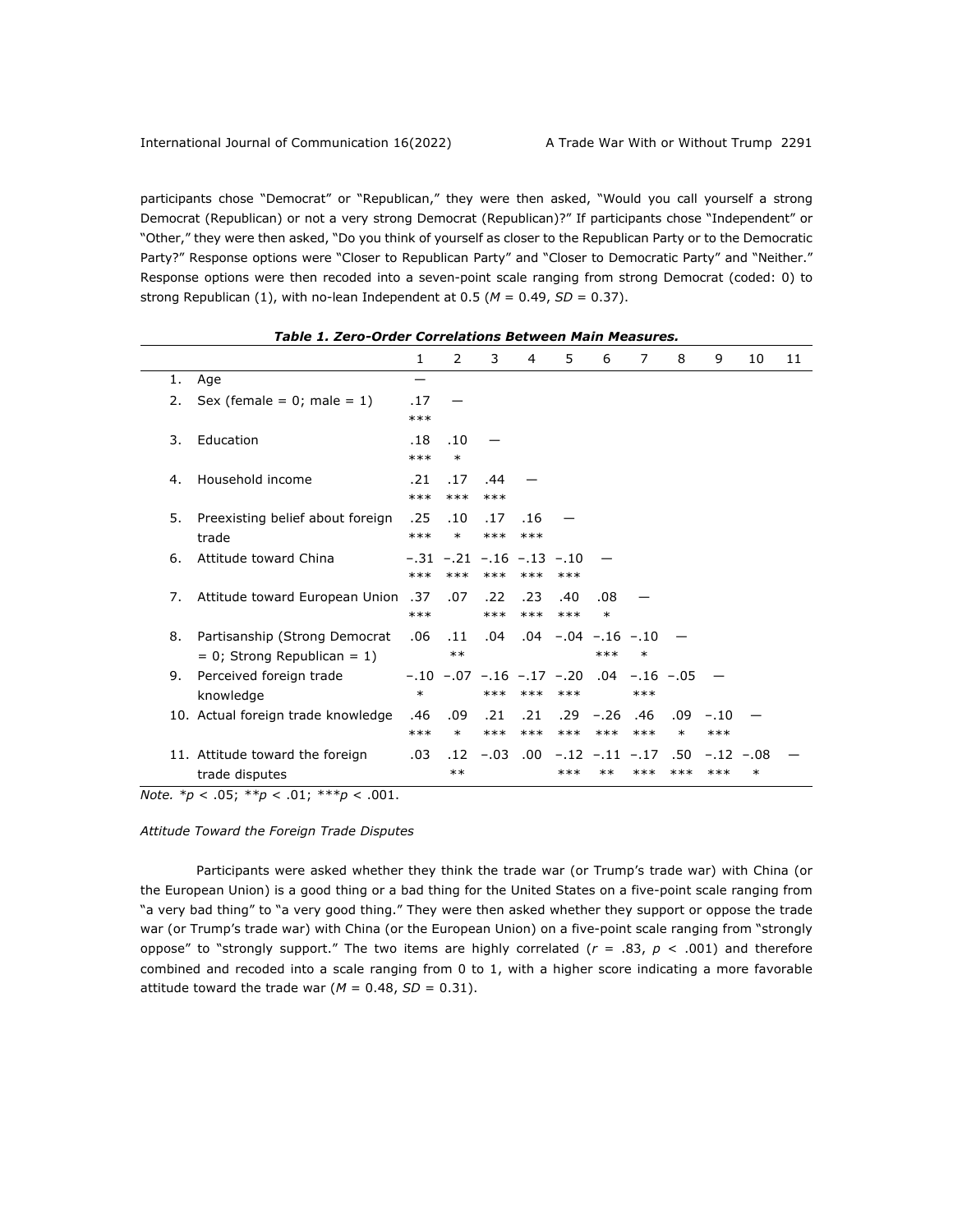participants chose "Democrat" or "Republican," they were then asked, "Would you call yourself a strong Democrat (Republican) or not a very strong Democrat (Republican)?" If participants chose "Independent" or "Other," they were then asked, "Do you think of yourself as closer to the Republican Party or to the Democratic Party?" Response options were "Closer to Republican Party" and "Closer to Democratic Party" and "Neither." Response options were then recoded into a seven-point scale ranging from strong Democrat (coded: 0) to strong Republican (1), with no-lean Independent at 0.5 ($M$ = 0.49, $SD$ = 0.37).

***Table 1. Zero-Order Correlations Between Main Measures.***

| | 1 | 2 | 3 | 4 | 5 | 6 | 7 | 8 | 9 | 10 | 11 |
|---|---|---|---|---|---|---|---|---|---|---|---|
| 1. Age | — | | | | | | | | | | |
| 2. Sex (female = 0; male = 1) | .17*** | — | | | | | | | | | |
| 3. Education | .18*** | .10* | — | | | | | | | | |
| 4. Household income | .21*** | .17*** | .44*** | — | | | | | | | |
| 5. Preexisting belief about foreign trade | .25*** | .10* | .17*** | .16*** | — | | | | | | |
| 6. Attitude toward China | −.31*** | −.21*** | −.16*** | −.13*** | −.10*** | — | | | | | |
| 7. Attitude toward European Union | .37*** | .07 | .22*** | .23*** | .40*** | .08* | — | | | | |
| 8. Partisanship (Strong Democrat = 0; Strong Republican = 1) | .06 | .11** | .04 | .04 | −.04 | −.16*** | −.10* | — | | | |
| 9. Perceived foreign trade knowledge | −.10* | −.07 | −.16*** | −.17*** | −.20*** | .04 | −.16*** | −.05 | — | | |
| 10. Actual foreign trade knowledge | .46*** | .09* | .21*** | .21*** | .29*** | −.26*** | .46*** | .09* | −.10*** | — | |
| 11. Attitude toward the foreign trade disputes | .03 | .12** | −.03 | .00 | −.12*** | −.11** | −.17*** | .50*** | −.12*** | −.08* | — |

*Note.* *$p$ < .05; **$p$ < .01; ***$p$ < .001.

*Attitude Toward the Foreign Trade Disputes*

Participants were asked whether they think the trade war (or Trump's trade war) with China (or the European Union) is a good thing or a bad thing for the United States on a five-point scale ranging from "a very bad thing" to "a very good thing." They were then asked whether they support or oppose the trade war (or Trump's trade war) with China (or the European Union) on a five-point scale ranging from "strongly oppose" to "strongly support." The two items are highly correlated ($r$ = .83, $p$ < .001) and therefore combined and recoded into a scale ranging from 0 to 1, with a higher score indicating a more favorable attitude toward the trade war ($M$ = 0.48, $SD$ = 0.31).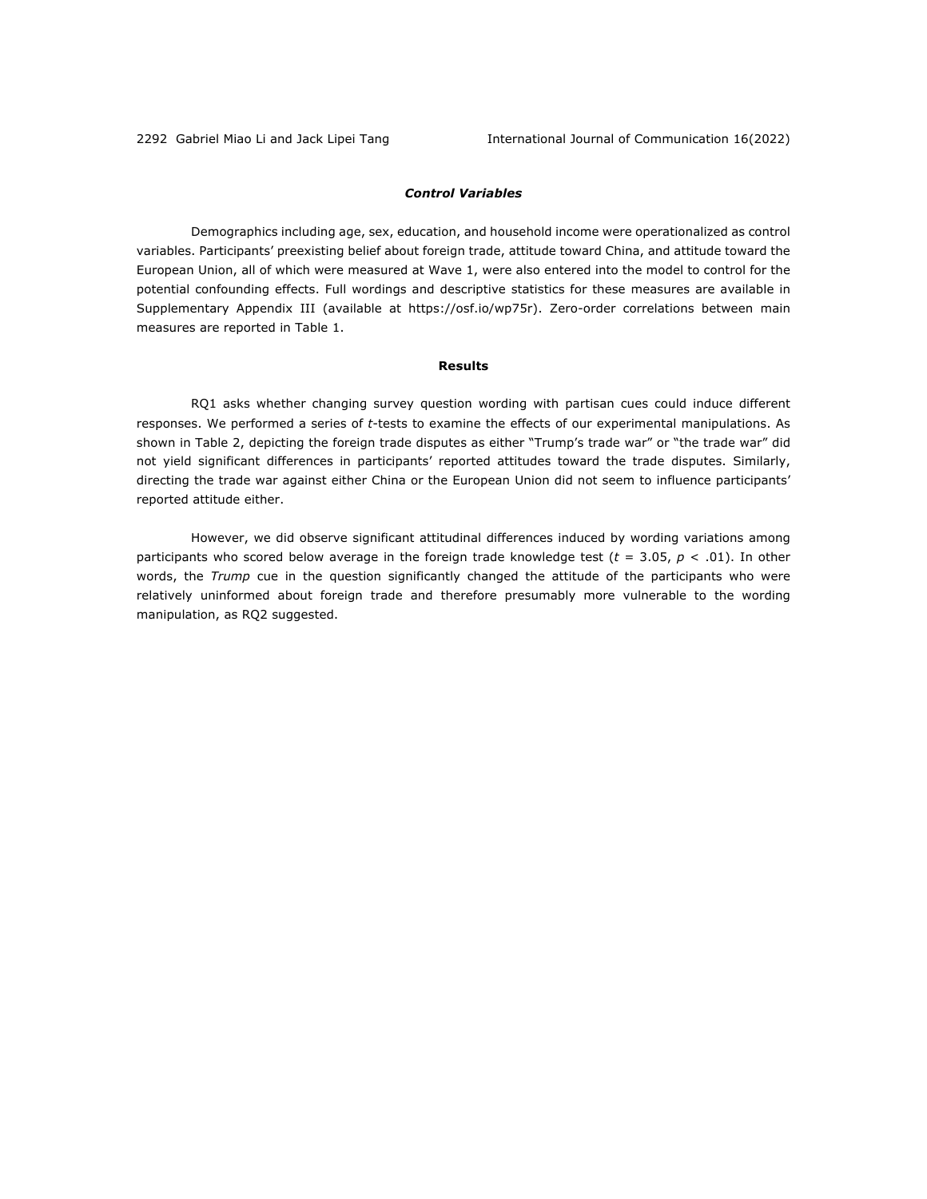### *Control Variables*

Demographics including age, sex, education, and household income were operationalized as control variables. Participants' preexisting belief about foreign trade, attitude toward China, and attitude toward the European Union, all of which were measured at Wave 1, were also entered into the model to control for the potential confounding effects. Full wordings and descriptive statistics for these measures are available in Supplementary Appendix III (available at https://osf.io/wp75r). Zero-order correlations between main measures are reported in Table 1.

## Results

RQ1 asks whether changing survey question wording with partisan cues could induce different responses. We performed a series of *t*-tests to examine the effects of our experimental manipulations. As shown in Table 2, depicting the foreign trade disputes as either "Trump's trade war" or "the trade war" did not yield significant differences in participants' reported attitudes toward the trade disputes. Similarly, directing the trade war against either China or the European Union did not seem to influence participants' reported attitude either.

However, we did observe significant attitudinal differences induced by wording variations among participants who scored below average in the foreign trade knowledge test ($t = 3.05$, $p < .01$). In other words, the *Trump* cue in the question significantly changed the attitude of the participants who were relatively uninformed about foreign trade and therefore presumably more vulnerable to the wording manipulation, as RQ2 suggested.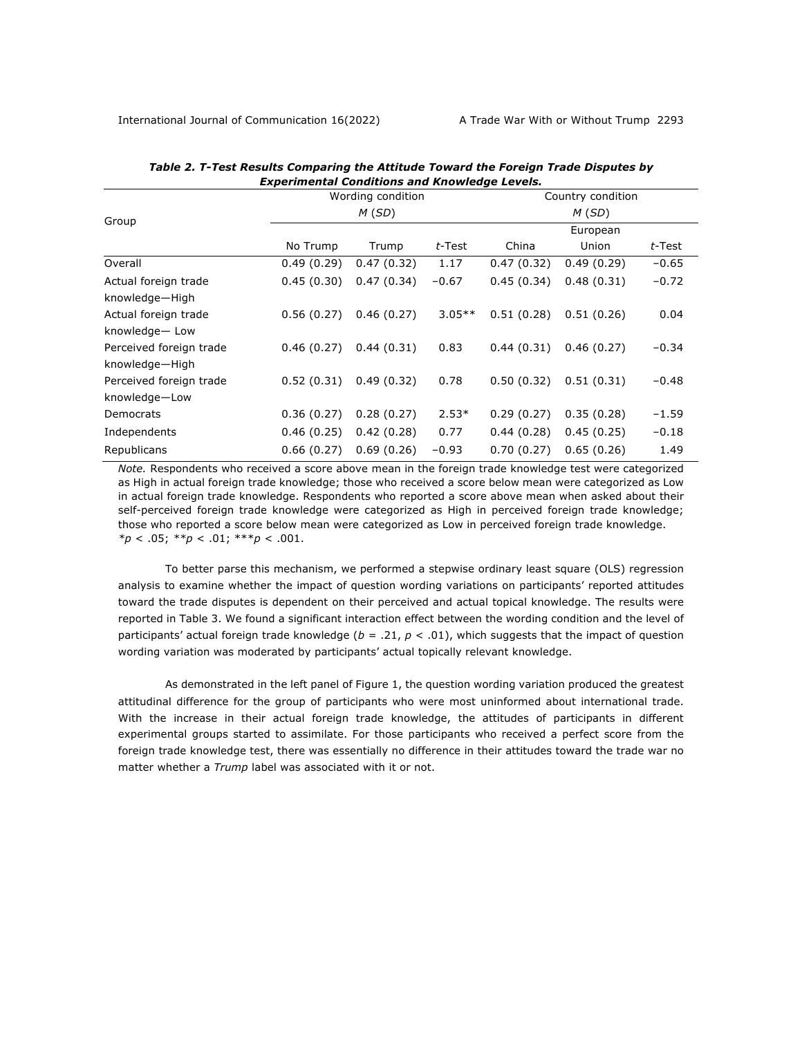***Table 2. T-Test Results Comparing the Attitude Toward the Foreign Trade Disputes by Experimental Conditions and Knowledge Levels.***

| Group | Wording condition *M* (*SD*) | | | Country condition *M* (*SD*) | | |
|---|---|---|---|---|---|---|
| | No Trump | Trump | *t*-Test | China | European Union | *t*-Test |
| Overall | 0.49 (0.29) | 0.47 (0.32) | 1.17 | 0.47 (0.32) | 0.49 (0.29) | −0.65 |
| Actual foreign trade knowledge—High | 0.45 (0.30) | 0.47 (0.34) | −0.67 | 0.45 (0.34) | 0.48 (0.31) | −0.72 |
| Actual foreign trade knowledge— Low | 0.56 (0.27) | 0.46 (0.27) | 3.05** | 0.51 (0.28) | 0.51 (0.26) | 0.04 |
| Perceived foreign trade knowledge—High | 0.46 (0.27) | 0.44 (0.31) | 0.83 | 0.44 (0.31) | 0.46 (0.27) | −0.34 |
| Perceived foreign trade knowledge—Low | 0.52 (0.31) | 0.49 (0.32) | 0.78 | 0.50 (0.32) | 0.51 (0.31) | −0.48 |
| Democrats | 0.36 (0.27) | 0.28 (0.27) | 2.53* | 0.29 (0.27) | 0.35 (0.28) | −1.59 |
| Independents | 0.46 (0.25) | 0.42 (0.28) | 0.77 | 0.44 (0.28) | 0.45 (0.25) | −0.18 |
| Republicans | 0.66 (0.27) | 0.69 (0.26) | −0.93 | 0.70 (0.27) | 0.65 (0.26) | 1.49 |

*Note.* Respondents who received a score above mean in the foreign trade knowledge test were categorized as High in actual foreign trade knowledge; those who received a score below mean were categorized as Low in actual foreign trade knowledge. Respondents who reported a score above mean when asked about their self-perceived foreign trade knowledge were categorized as High in perceived foreign trade knowledge; those who reported a score below mean were categorized as Low in perceived foreign trade knowledge.
$*p < .05$; $**p < .01$; $***p < .001$.

To better parse this mechanism, we performed a stepwise ordinary least square (OLS) regression analysis to examine whether the impact of question wording variations on participants' reported attitudes toward the trade disputes is dependent on their perceived and actual topical knowledge. The results were reported in Table 3. We found a significant interaction effect between the wording condition and the level of participants' actual foreign trade knowledge ($b = .21$, $p < .01$), which suggests that the impact of question wording variation was moderated by participants' actual topically relevant knowledge.

As demonstrated in the left panel of Figure 1, the question wording variation produced the greatest attitudinal difference for the group of participants who were most uninformed about international trade. With the increase in their actual foreign trade knowledge, the attitudes of participants in different experimental groups started to assimilate. For those participants who received a perfect score from the foreign trade knowledge test, there was essentially no difference in their attitudes toward the trade war no matter whether a *Trump* label was associated with it or not.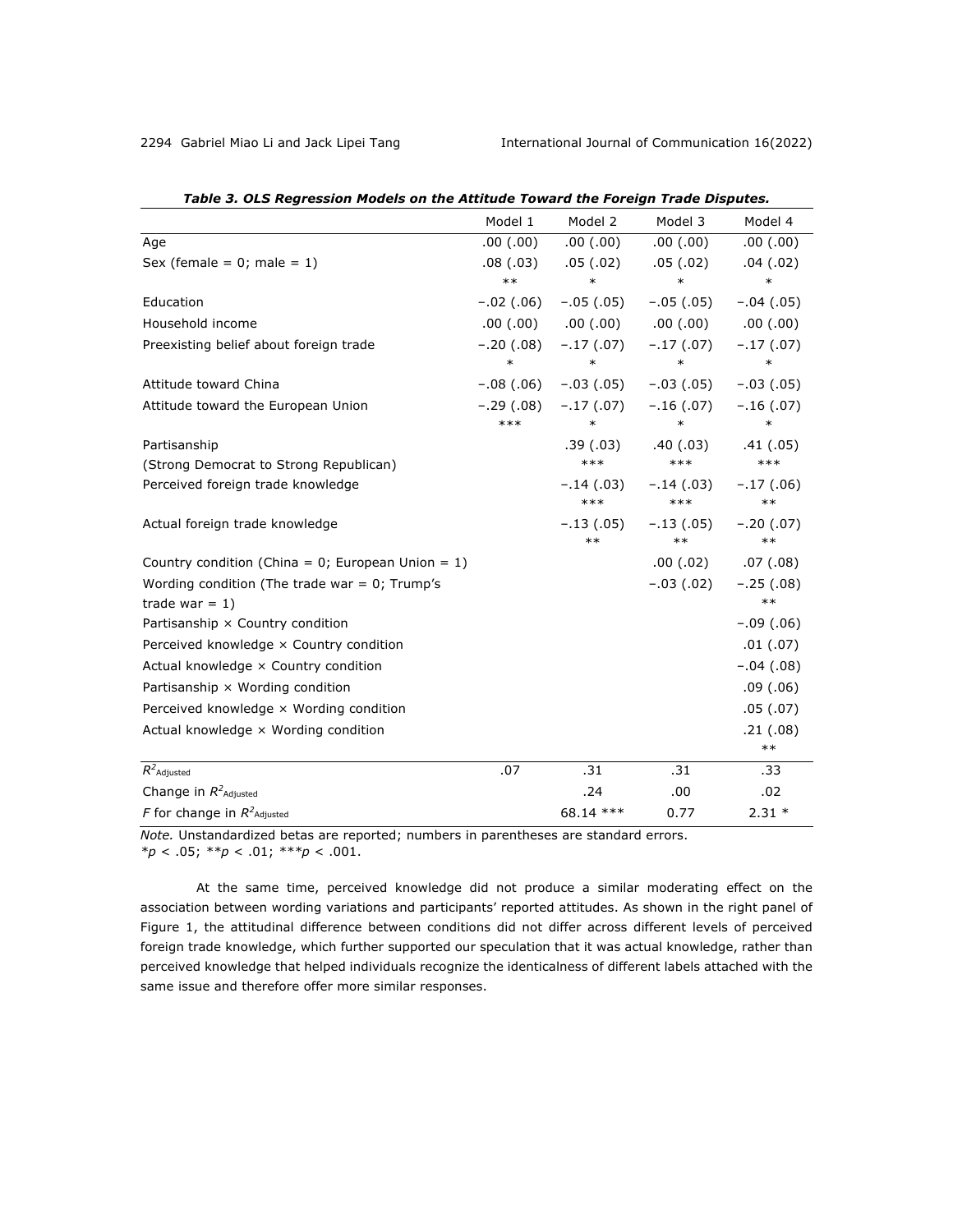***Table 3. OLS Regression Models on the Attitude Toward the Foreign Trade Disputes.***

| | Model 1 | Model 2 | Model 3 | Model 4 |
|---|---|---|---|---|
| Age | .00 (.00) | .00 (.00) | .00 (.00) | .00 (.00) |
| Sex (female = 0; male = 1) | .08 (.03) ** | .05 (.02) * | .05 (.02) * | .04 (.02) * |
| Education | −.02 (.06) | −.05 (.05) | −.05 (.05) | −.04 (.05) |
| Household income | .00 (.00) | .00 (.00) | .00 (.00) | .00 (.00) |
| Preexisting belief about foreign trade | −.20 (.08) * | −.17 (.07) * | −.17 (.07) * | −.17 (.07) * |
| Attitude toward China | −.08 (.06) | −.03 (.05) | −.03 (.05) | −.03 (.05) |
| Attitude toward the European Union | −.29 (.08) *** | −.17 (.07) * | −.16 (.07) * | −.16 (.07) * |
| Partisanship (Strong Democrat to Strong Republican) | | .39 (.03) *** | .40 (.03) *** | .41 (.05) *** |
| Perceived foreign trade knowledge | | −.14 (.03) *** | −.14 (.03) *** | −.17 (.06) ** |
| Actual foreign trade knowledge | | −.13 (.05) ** | −.13 (.05) ** | −.20 (.07) ** |
| Country condition (China = 0; European Union = 1) | | | .00 (.02) | .07 (.08) |
| Wording condition (The trade war = 0; Trump's trade war = 1) | | | −.03 (.02) | −.25 (.08) ** |
| Partisanship × Country condition | | | | −.09 (.06) |
| Perceived knowledge × Country condition | | | | .01 (.07) |
| Actual knowledge × Country condition | | | | −.04 (.08) |
| Partisanship × Wording condition | | | | .09 (.06) |
| Perceived knowledge × Wording condition | | | | .05 (.07) |
| Actual knowledge × Wording condition | | | | .21 (.08) ** |
| $R^2_{\text{Adjusted}}$ | .07 | .31 | .31 | .33 |
| Change in $R^2_{\text{Adjusted}}$ | | .24 | .00 | .02 |
| $F$ for change in $R^2_{\text{Adjusted}}$ | | 68.14 *** | 0.77 | 2.31 * |

*Note.* Unstandardized betas are reported; numbers in parentheses are standard errors.
*$p < .05$; **$p < .01$; ***$p < .001$.

At the same time, perceived knowledge did not produce a similar moderating effect on the association between wording variations and participants' reported attitudes. As shown in the right panel of Figure 1, the attitudinal difference between conditions did not differ across different levels of perceived foreign trade knowledge, which further supported our speculation that it was actual knowledge, rather than perceived knowledge that helped individuals recognize the identicalness of different labels attached with the same issue and therefore offer more similar responses.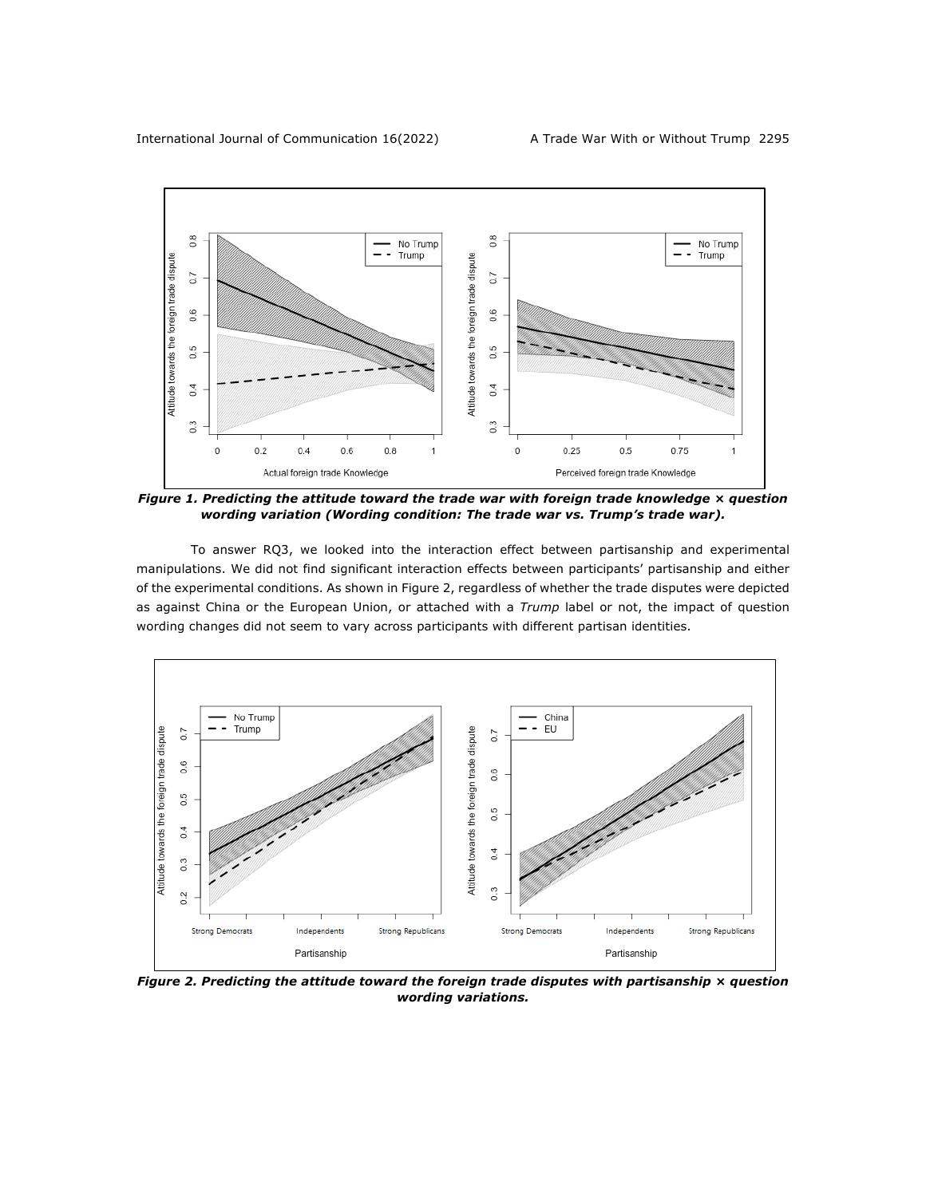***Figure 1. Predicting the attitude toward the trade war with foreign trade knowledge × question wording variation (Wording condition: The trade war vs. Trump's trade war).***

To answer RQ3, we looked into the interaction effect between partisanship and experimental manipulations. We did not find significant interaction effects between participants' partisanship and either of the experimental conditions. As shown in Figure 2, regardless of whether the trade disputes were depicted as against China or the European Union, or attached with a *Trump* label or not, the impact of question wording changes did not seem to vary across participants with different partisan identities.

***Figure 2. Predicting the attitude toward the foreign trade disputes with partisanship × question wording variations.***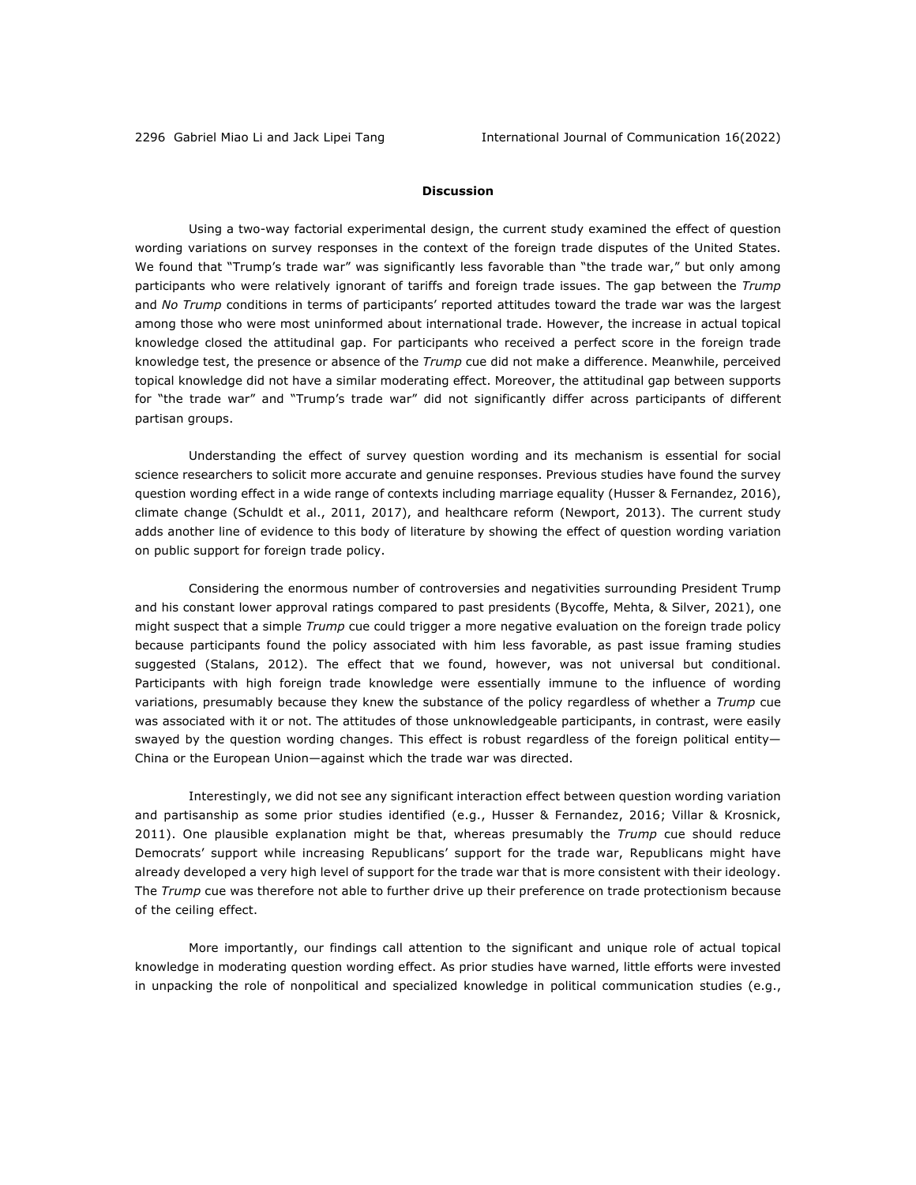## Discussion

Using a two-way factorial experimental design, the current study examined the effect of question wording variations on survey responses in the context of the foreign trade disputes of the United States. We found that "Trump's trade war" was significantly less favorable than "the trade war," but only among participants who were relatively ignorant of tariffs and foreign trade issues. The gap between the *Trump* and *No Trump* conditions in terms of participants' reported attitudes toward the trade war was the largest among those who were most uninformed about international trade. However, the increase in actual topical knowledge closed the attitudinal gap. For participants who received a perfect score in the foreign trade knowledge test, the presence or absence of the *Trump* cue did not make a difference. Meanwhile, perceived topical knowledge did not have a similar moderating effect. Moreover, the attitudinal gap between supports for "the trade war" and "Trump's trade war" did not significantly differ across participants of different partisan groups.

Understanding the effect of survey question wording and its mechanism is essential for social science researchers to solicit more accurate and genuine responses. Previous studies have found the survey question wording effect in a wide range of contexts including marriage equality (Husser & Fernandez, 2016), climate change (Schuldt et al., 2011, 2017), and healthcare reform (Newport, 2013). The current study adds another line of evidence to this body of literature by showing the effect of question wording variation on public support for foreign trade policy.

Considering the enormous number of controversies and negativities surrounding President Trump and his constant lower approval ratings compared to past presidents (Bycoffe, Mehta, & Silver, 2021), one might suspect that a simple *Trump* cue could trigger a more negative evaluation on the foreign trade policy because participants found the policy associated with him less favorable, as past issue framing studies suggested (Stalans, 2012). The effect that we found, however, was not universal but conditional. Participants with high foreign trade knowledge were essentially immune to the influence of wording variations, presumably because they knew the substance of the policy regardless of whether a *Trump* cue was associated with it or not. The attitudes of those unknowledgeable participants, in contrast, were easily swayed by the question wording changes. This effect is robust regardless of the foreign political entity—China or the European Union—against which the trade war was directed.

Interestingly, we did not see any significant interaction effect between question wording variation and partisanship as some prior studies identified (e.g., Husser & Fernandez, 2016; Villar & Krosnick, 2011). One plausible explanation might be that, whereas presumably the *Trump* cue should reduce Democrats' support while increasing Republicans' support for the trade war, Republicans might have already developed a very high level of support for the trade war that is more consistent with their ideology. The *Trump* cue was therefore not able to further drive up their preference on trade protectionism because of the ceiling effect.

More importantly, our findings call attention to the significant and unique role of actual topical knowledge in moderating question wording effect. As prior studies have warned, little efforts were invested in unpacking the role of nonpolitical and specialized knowledge in political communication studies (e.g.,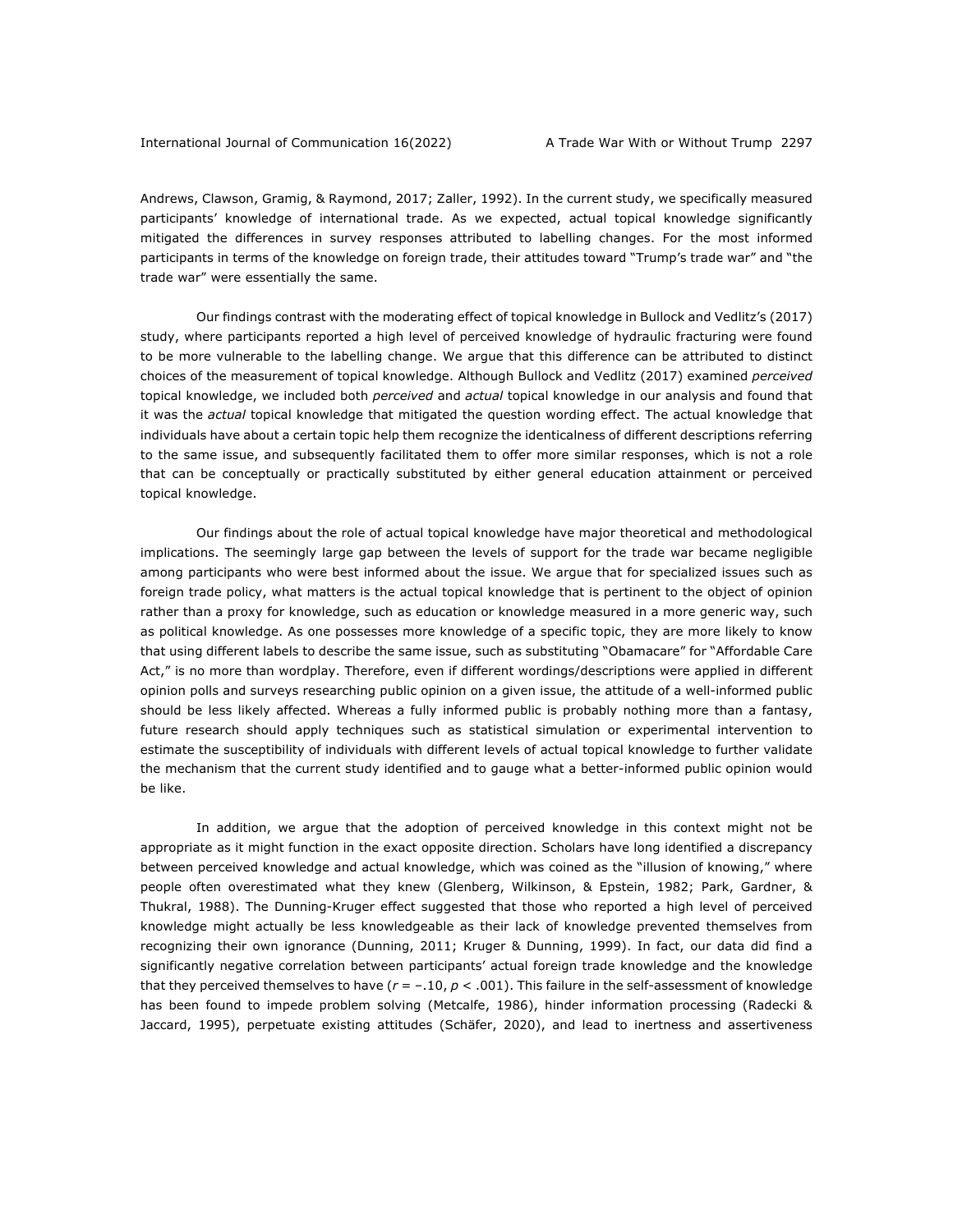Andrews, Clawson, Gramig, & Raymond, 2017; Zaller, 1992). In the current study, we specifically measured participants' knowledge of international trade. As we expected, actual topical knowledge significantly mitigated the differences in survey responses attributed to labelling changes. For the most informed participants in terms of the knowledge on foreign trade, their attitudes toward "Trump's trade war" and "the trade war" were essentially the same.

Our findings contrast with the moderating effect of topical knowledge in Bullock and Vedlitz's (2017) study, where participants reported a high level of perceived knowledge of hydraulic fracturing were found to be more vulnerable to the labelling change. We argue that this difference can be attributed to distinct choices of the measurement of topical knowledge. Although Bullock and Vedlitz (2017) examined *perceived* topical knowledge, we included both *perceived* and *actual* topical knowledge in our analysis and found that it was the *actual* topical knowledge that mitigated the question wording effect. The actual knowledge that individuals have about a certain topic help them recognize the identicalness of different descriptions referring to the same issue, and subsequently facilitated them to offer more similar responses, which is not a role that can be conceptually or practically substituted by either general education attainment or perceived topical knowledge.

Our findings about the role of actual topical knowledge have major theoretical and methodological implications. The seemingly large gap between the levels of support for the trade war became negligible among participants who were best informed about the issue. We argue that for specialized issues such as foreign trade policy, what matters is the actual topical knowledge that is pertinent to the object of opinion rather than a proxy for knowledge, such as education or knowledge measured in a more generic way, such as political knowledge. As one possesses more knowledge of a specific topic, they are more likely to know that using different labels to describe the same issue, such as substituting "Obamacare" for "Affordable Care Act," is no more than wordplay. Therefore, even if different wordings/descriptions were applied in different opinion polls and surveys researching public opinion on a given issue, the attitude of a well-informed public should be less likely affected. Whereas a fully informed public is probably nothing more than a fantasy, future research should apply techniques such as statistical simulation or experimental intervention to estimate the susceptibility of individuals with different levels of actual topical knowledge to further validate the mechanism that the current study identified and to gauge what a better-informed public opinion would be like.

In addition, we argue that the adoption of perceived knowledge in this context might not be appropriate as it might function in the exact opposite direction. Scholars have long identified a discrepancy between perceived knowledge and actual knowledge, which was coined as the "illusion of knowing," where people often overestimated what they knew (Glenberg, Wilkinson, & Epstein, 1982; Park, Gardner, & Thukral, 1988). The Dunning-Kruger effect suggested that those who reported a high level of perceived knowledge might actually be less knowledgeable as their lack of knowledge prevented themselves from recognizing their own ignorance (Dunning, 2011; Kruger & Dunning, 1999). In fact, our data did find a significantly negative correlation between participants' actual foreign trade knowledge and the knowledge that they perceived themselves to have ($r = -.10$, $p < .001$). This failure in the self-assessment of knowledge has been found to impede problem solving (Metcalfe, 1986), hinder information processing (Radecki & Jaccard, 1995), perpetuate existing attitudes (Schäfer, 2020), and lead to inertness and assertiveness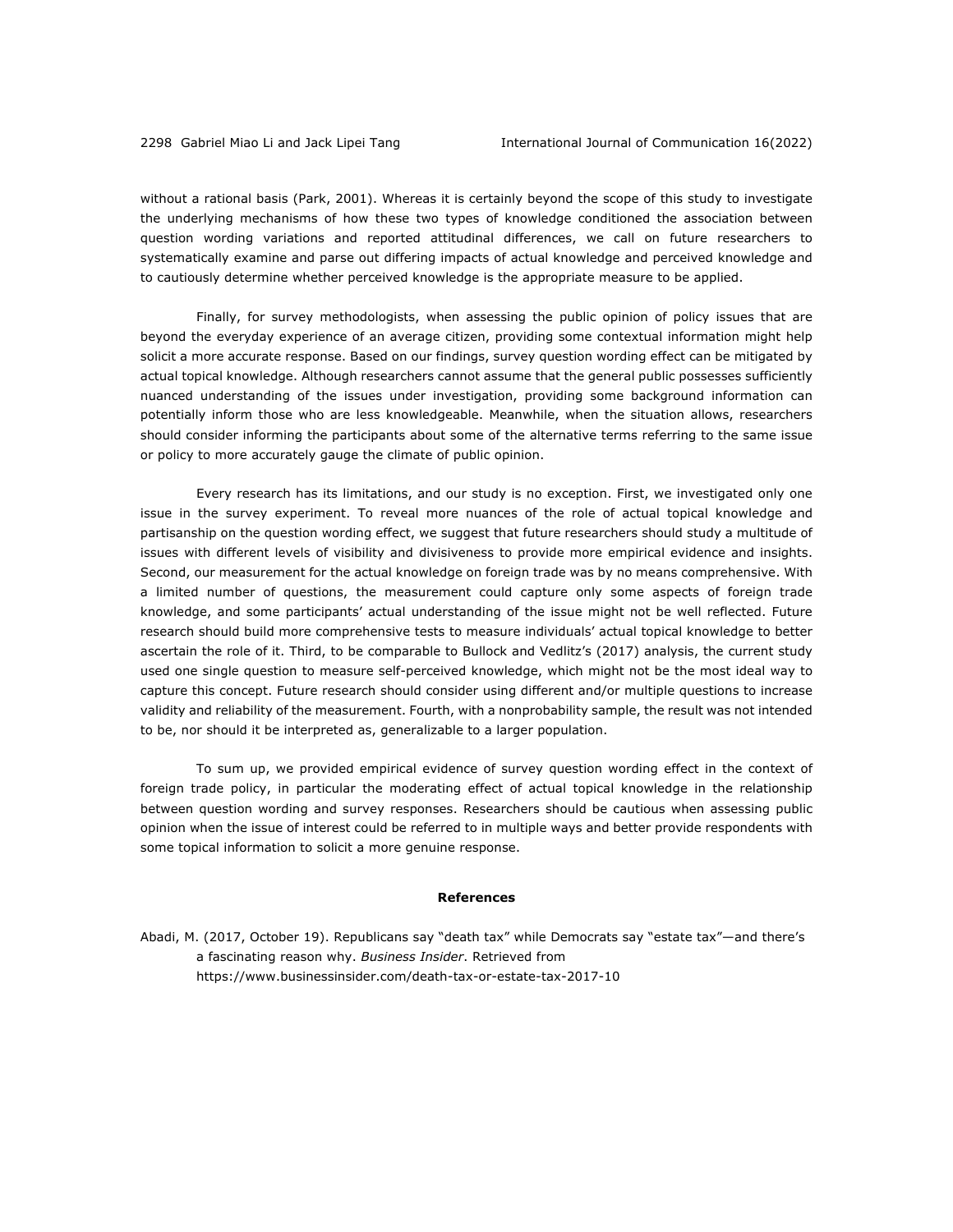without a rational basis (Park, 2001). Whereas it is certainly beyond the scope of this study to investigate the underlying mechanisms of how these two types of knowledge conditioned the association between question wording variations and reported attitudinal differences, we call on future researchers to systematically examine and parse out differing impacts of actual knowledge and perceived knowledge and to cautiously determine whether perceived knowledge is the appropriate measure to be applied.

Finally, for survey methodologists, when assessing the public opinion of policy issues that are beyond the everyday experience of an average citizen, providing some contextual information might help solicit a more accurate response. Based on our findings, survey question wording effect can be mitigated by actual topical knowledge. Although researchers cannot assume that the general public possesses sufficiently nuanced understanding of the issues under investigation, providing some background information can potentially inform those who are less knowledgeable. Meanwhile, when the situation allows, researchers should consider informing the participants about some of the alternative terms referring to the same issue or policy to more accurately gauge the climate of public opinion.

Every research has its limitations, and our study is no exception. First, we investigated only one issue in the survey experiment. To reveal more nuances of the role of actual topical knowledge and partisanship on the question wording effect, we suggest that future researchers should study a multitude of issues with different levels of visibility and divisiveness to provide more empirical evidence and insights. Second, our measurement for the actual knowledge on foreign trade was by no means comprehensive. With a limited number of questions, the measurement could capture only some aspects of foreign trade knowledge, and some participants' actual understanding of the issue might not be well reflected. Future research should build more comprehensive tests to measure individuals' actual topical knowledge to better ascertain the role of it. Third, to be comparable to Bullock and Vedlitz's (2017) analysis, the current study used one single question to measure self-perceived knowledge, which might not be the most ideal way to capture this concept. Future research should consider using different and/or multiple questions to increase validity and reliability of the measurement. Fourth, with a nonprobability sample, the result was not intended to be, nor should it be interpreted as, generalizable to a larger population.

To sum up, we provided empirical evidence of survey question wording effect in the context of foreign trade policy, in particular the moderating effect of actual topical knowledge in the relationship between question wording and survey responses. Researchers should be cautious when assessing public opinion when the issue of interest could be referred to in multiple ways and better provide respondents with some topical information to solicit a more genuine response.

## References

Abadi, M. (2017, October 19). Republicans say "death tax" while Democrats say "estate tax"—and there's a fascinating reason why. *Business Insider*. Retrieved from https://www.businessinsider.com/death-tax-or-estate-tax-2017-10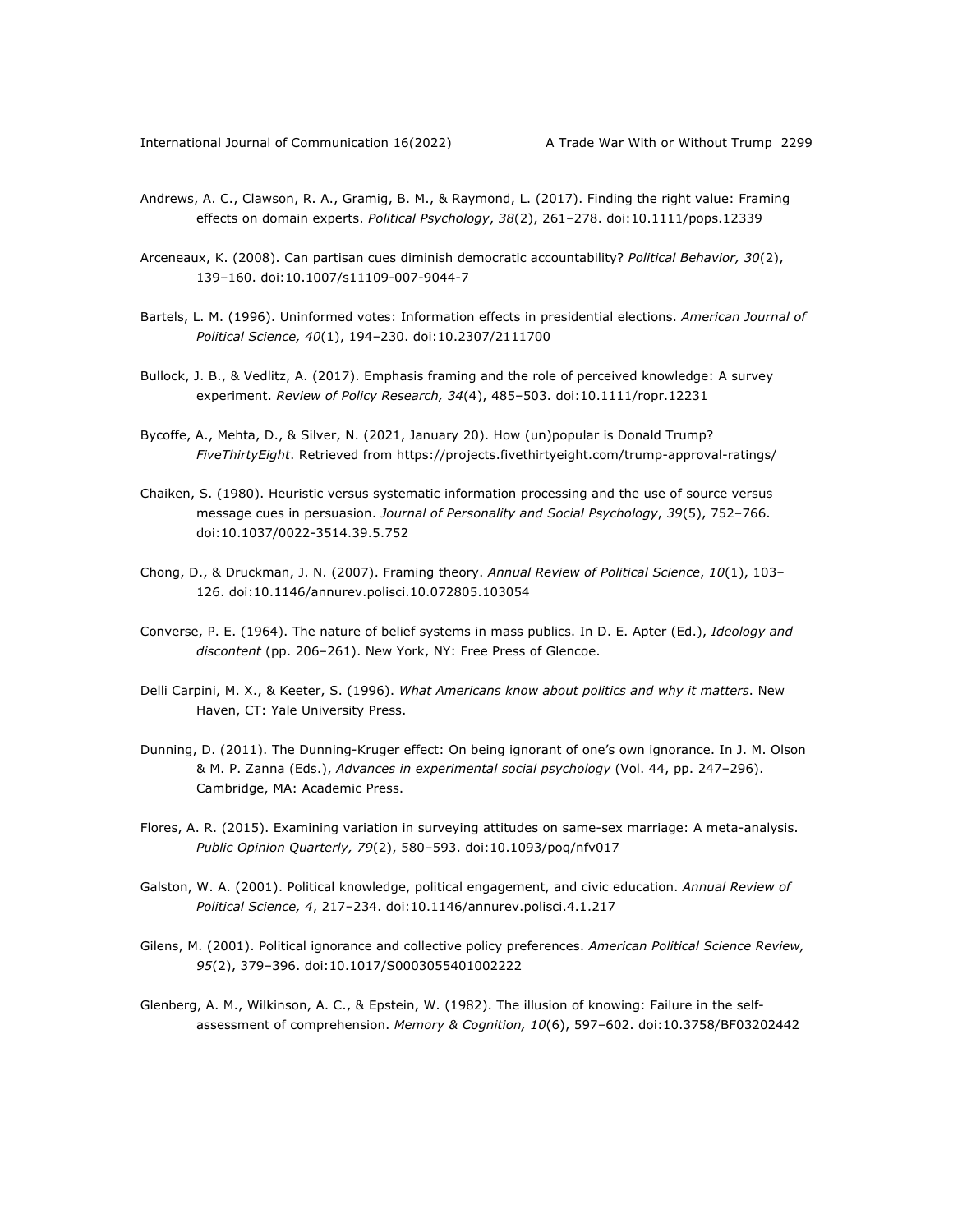Andrews, A. C., Clawson, R. A., Gramig, B. M., & Raymond, L. (2017). Finding the right value: Framing effects on domain experts. *Political Psychology*, *38*(2), 261–278. doi:10.1111/pops.12339

Arceneaux, K. (2008). Can partisan cues diminish democratic accountability? *Political Behavior, 30*(2), 139–160. doi:10.1007/s11109-007-9044-7

Bartels, L. M. (1996). Uninformed votes: Information effects in presidential elections. *American Journal of Political Science, 40*(1), 194–230. doi:10.2307/2111700

Bullock, J. B., & Vedlitz, A. (2017). Emphasis framing and the role of perceived knowledge: A survey experiment. *Review of Policy Research, 34*(4), 485–503. doi:10.1111/ropr.12231

Bycoffe, A., Mehta, D., & Silver, N. (2021, January 20). How (un)popular is Donald Trump? *FiveThirtyEight*. Retrieved from https://projects.fivethirtyeight.com/trump-approval-ratings/

Chaiken, S. (1980). Heuristic versus systematic information processing and the use of source versus message cues in persuasion. *Journal of Personality and Social Psychology*, *39*(5), 752–766. doi:10.1037/0022-3514.39.5.752

Chong, D., & Druckman, J. N. (2007). Framing theory. *Annual Review of Political Science*, *10*(1), 103–126. doi:10.1146/annurev.polisci.10.072805.103054

Converse, P. E. (1964). The nature of belief systems in mass publics. In D. E. Apter (Ed.), *Ideology and discontent* (pp. 206–261). New York, NY: Free Press of Glencoe.

Delli Carpini, M. X., & Keeter, S. (1996). *What Americans know about politics and why it matters*. New Haven, CT: Yale University Press.

Dunning, D. (2011). The Dunning-Kruger effect: On being ignorant of one's own ignorance. In J. M. Olson & M. P. Zanna (Eds.), *Advances in experimental social psychology* (Vol. 44, pp. 247–296). Cambridge, MA: Academic Press.

Flores, A. R. (2015). Examining variation in surveying attitudes on same-sex marriage: A meta-analysis. *Public Opinion Quarterly, 79*(2), 580–593. doi:10.1093/poq/nfv017

Galston, W. A. (2001). Political knowledge, political engagement, and civic education. *Annual Review of Political Science, 4*, 217–234. doi:10.1146/annurev.polisci.4.1.217

Gilens, M. (2001). Political ignorance and collective policy preferences. *American Political Science Review, 95*(2), 379–396. doi:10.1017/S0003055401002222

Glenberg, A. M., Wilkinson, A. C., & Epstein, W. (1982). The illusion of knowing: Failure in the self-assessment of comprehension. *Memory & Cognition, 10*(6), 597–602. doi:10.3758/BF03202442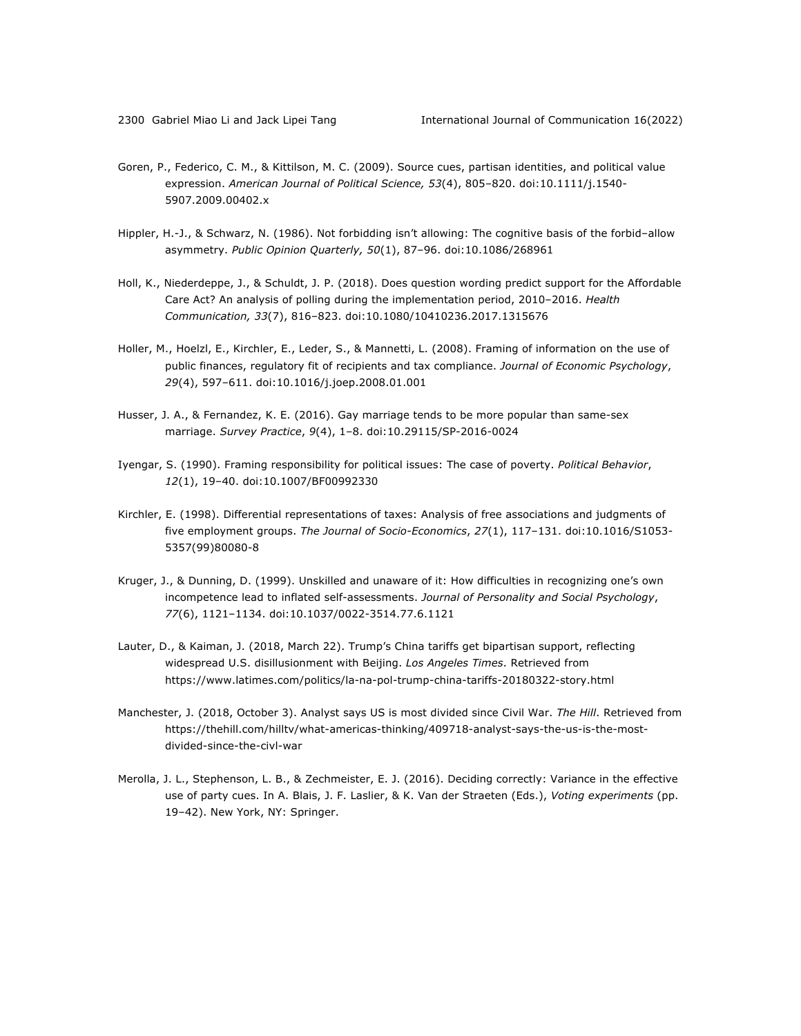Goren, P., Federico, C. M., & Kittilson, M. C. (2009). Source cues, partisan identities, and political value expression. *American Journal of Political Science, 53*(4), 805–820. doi:10.1111/j.1540-5907.2009.00402.x

Hippler, H.-J., & Schwarz, N. (1986). Not forbidding isn't allowing: The cognitive basis of the forbid–allow asymmetry. *Public Opinion Quarterly, 50*(1), 87–96. doi:10.1086/268961

Holl, K., Niederdeppe, J., & Schuldt, J. P. (2018). Does question wording predict support for the Affordable Care Act? An analysis of polling during the implementation period, 2010–2016. *Health Communication, 33*(7), 816–823. doi:10.1080/10410236.2017.1315676

Holler, M., Hoelzl, E., Kirchler, E., Leder, S., & Mannetti, L. (2008). Framing of information on the use of public finances, regulatory fit of recipients and tax compliance. *Journal of Economic Psychology*, *29*(4), 597–611. doi:10.1016/j.joep.2008.01.001

Husser, J. A., & Fernandez, K. E. (2016). Gay marriage tends to be more popular than same-sex marriage. *Survey Practice*, *9*(4), 1–8. doi:10.29115/SP-2016-0024

Iyengar, S. (1990). Framing responsibility for political issues: The case of poverty. *Political Behavior*, *12*(1), 19–40. doi:10.1007/BF00992330

Kirchler, E. (1998). Differential representations of taxes: Analysis of free associations and judgments of five employment groups. *The Journal of Socio-Economics*, *27*(1), 117–131. doi:10.1016/S1053-5357(99)80080-8

Kruger, J., & Dunning, D. (1999). Unskilled and unaware of it: How difficulties in recognizing one's own incompetence lead to inflated self-assessments. *Journal of Personality and Social Psychology*, *77*(6), 1121–1134. doi:10.1037/0022-3514.77.6.1121

Lauter, D., & Kaiman, J. (2018, March 22). Trump's China tariffs get bipartisan support, reflecting widespread U.S. disillusionment with Beijing. *Los Angeles Times*. Retrieved from https://www.latimes.com/politics/la-na-pol-trump-china-tariffs-20180322-story.html

Manchester, J. (2018, October 3). Analyst says US is most divided since Civil War. *The Hill*. Retrieved from https://thehill.com/hilltv/what-americas-thinking/409718-analyst-says-the-us-is-the-most-divided-since-the-civl-war

Merolla, J. L., Stephenson, L. B., & Zechmeister, E. J. (2016). Deciding correctly: Variance in the effective use of party cues. In A. Blais, J. F. Laslier, & K. Van der Straeten (Eds.), *Voting experiments* (pp. 19–42). New York, NY: Springer.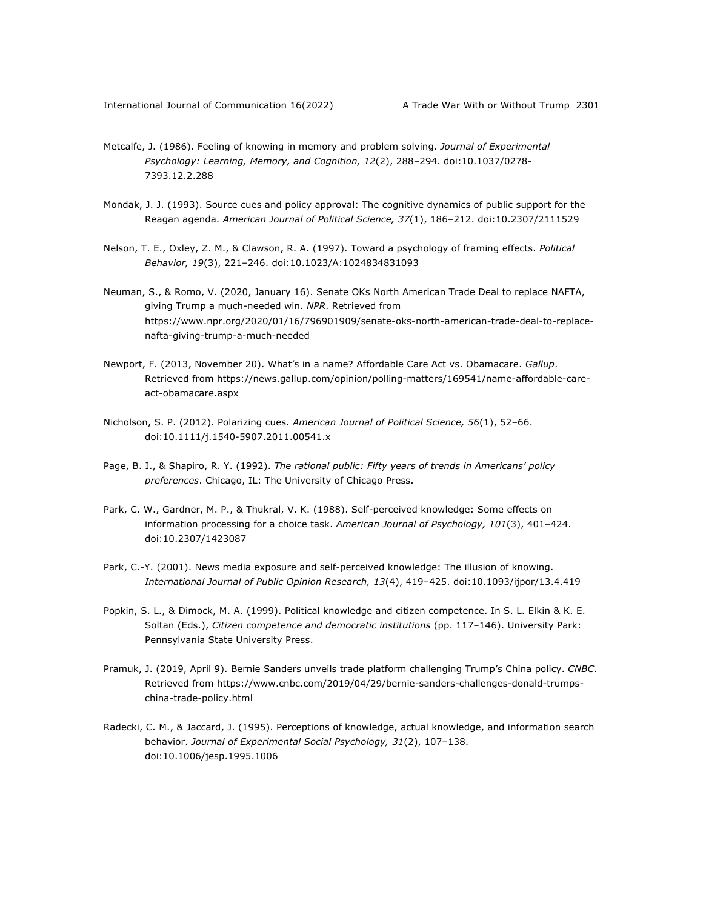Metcalfe, J. (1986). Feeling of knowing in memory and problem solving. *Journal of Experimental Psychology: Learning, Memory, and Cognition, 12*(2), 288–294. doi:10.1037/0278-7393.12.2.288

Mondak, J. J. (1993). Source cues and policy approval: The cognitive dynamics of public support for the Reagan agenda. *American Journal of Political Science, 37*(1), 186–212. doi:10.2307/2111529

Nelson, T. E., Oxley, Z. M., & Clawson, R. A. (1997). Toward a psychology of framing effects. *Political Behavior, 19*(3), 221–246. doi:10.1023/A:1024834831093

Neuman, S., & Romo, V. (2020, January 16). Senate OKs North American Trade Deal to replace NAFTA, giving Trump a much-needed win. *NPR*. Retrieved from https://www.npr.org/2020/01/16/796901909/senate-oks-north-american-trade-deal-to-replace-nafta-giving-trump-a-much-needed

Newport, F. (2013, November 20). What's in a name? Affordable Care Act vs. Obamacare. *Gallup*. Retrieved from https://news.gallup.com/opinion/polling-matters/169541/name-affordable-care-act-obamacare.aspx

Nicholson, S. P. (2012). Polarizing cues. *American Journal of Political Science, 56*(1), 52–66. doi:10.1111/j.1540-5907.2011.00541.x

Page, B. I., & Shapiro, R. Y. (1992). *The rational public: Fifty years of trends in Americans' policy preferences*. Chicago, IL: The University of Chicago Press.

Park, C. W., Gardner, M. P., & Thukral, V. K. (1988). Self-perceived knowledge: Some effects on information processing for a choice task. *American Journal of Psychology, 101*(3), 401–424. doi:10.2307/1423087

Park, C.-Y. (2001). News media exposure and self-perceived knowledge: The illusion of knowing. *International Journal of Public Opinion Research, 13*(4), 419–425. doi:10.1093/ijpor/13.4.419

Popkin, S. L., & Dimock, M. A. (1999). Political knowledge and citizen competence. In S. L. Elkin & K. E. Soltan (Eds.), *Citizen competence and democratic institutions* (pp. 117–146). University Park: Pennsylvania State University Press.

Pramuk, J. (2019, April 9). Bernie Sanders unveils trade platform challenging Trump's China policy. *CNBC*. Retrieved from https://www.cnbc.com/2019/04/29/bernie-sanders-challenges-donald-trumps-china-trade-policy.html

Radecki, C. M., & Jaccard, J. (1995). Perceptions of knowledge, actual knowledge, and information search behavior. *Journal of Experimental Social Psychology, 31*(2), 107–138. doi:10.1006/jesp.1995.1006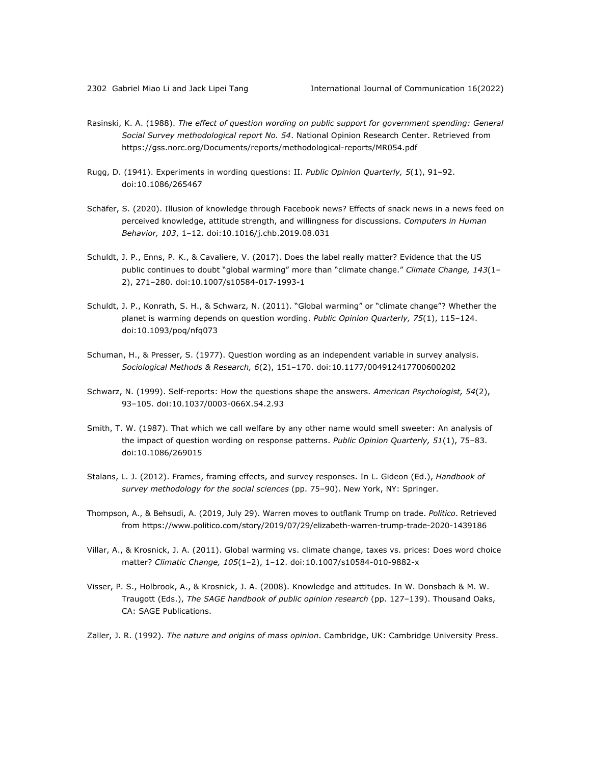Rasinski, K. A. (1988). *The effect of question wording on public support for government spending: General Social Survey methodological report No. 54*. National Opinion Research Center. Retrieved from https://gss.norc.org/Documents/reports/methodological-reports/MR054.pdf

Rugg, D. (1941). Experiments in wording questions: II. *Public Opinion Quarterly, 5*(1), 91–92. doi:10.1086/265467

Schäfer, S. (2020). Illusion of knowledge through Facebook news? Effects of snack news in a news feed on perceived knowledge, attitude strength, and willingness for discussions. *Computers in Human Behavior, 103*, 1–12. doi:10.1016/j.chb.2019.08.031

Schuldt, J. P., Enns, P. K., & Cavaliere, V. (2017). Does the label really matter? Evidence that the US public continues to doubt "global warming" more than "climate change." *Climate Change, 143*(1–2), 271–280. doi:10.1007/s10584-017-1993-1

Schuldt, J. P., Konrath, S. H., & Schwarz, N. (2011). "Global warming" or "climate change"? Whether the planet is warming depends on question wording. *Public Opinion Quarterly, 75*(1), 115–124. doi:10.1093/poq/nfq073

Schuman, H., & Presser, S. (1977). Question wording as an independent variable in survey analysis. *Sociological Methods & Research, 6*(2), 151–170. doi:10.1177/004912417700600202

Schwarz, N. (1999). Self-reports: How the questions shape the answers. *American Psychologist, 54*(2), 93–105. doi:10.1037/0003-066X.54.2.93

Smith, T. W. (1987). That which we call welfare by any other name would smell sweeter: An analysis of the impact of question wording on response patterns. *Public Opinion Quarterly, 51*(1), 75–83. doi:10.1086/269015

Stalans, L. J. (2012). Frames, framing effects, and survey responses. In L. Gideon (Ed.), *Handbook of survey methodology for the social sciences* (pp. 75–90). New York, NY: Springer.

Thompson, A., & Behsudi, A. (2019, July 29). Warren moves to outflank Trump on trade. *Politico*. Retrieved from https://www.politico.com/story/2019/07/29/elizabeth-warren-trump-trade-2020-1439186

Villar, A., & Krosnick, J. A. (2011). Global warming vs. climate change, taxes vs. prices: Does word choice matter? *Climatic Change, 105*(1–2), 1–12. doi:10.1007/s10584-010-9882-x

Visser, P. S., Holbrook, A., & Krosnick, J. A. (2008). Knowledge and attitudes. In W. Donsbach & M. W. Traugott (Eds.), *The SAGE handbook of public opinion research* (pp. 127–139). Thousand Oaks, CA: SAGE Publications.

Zaller, J. R. (1992). *The nature and origins of mass opinion*. Cambridge, UK: Cambridge University Press.